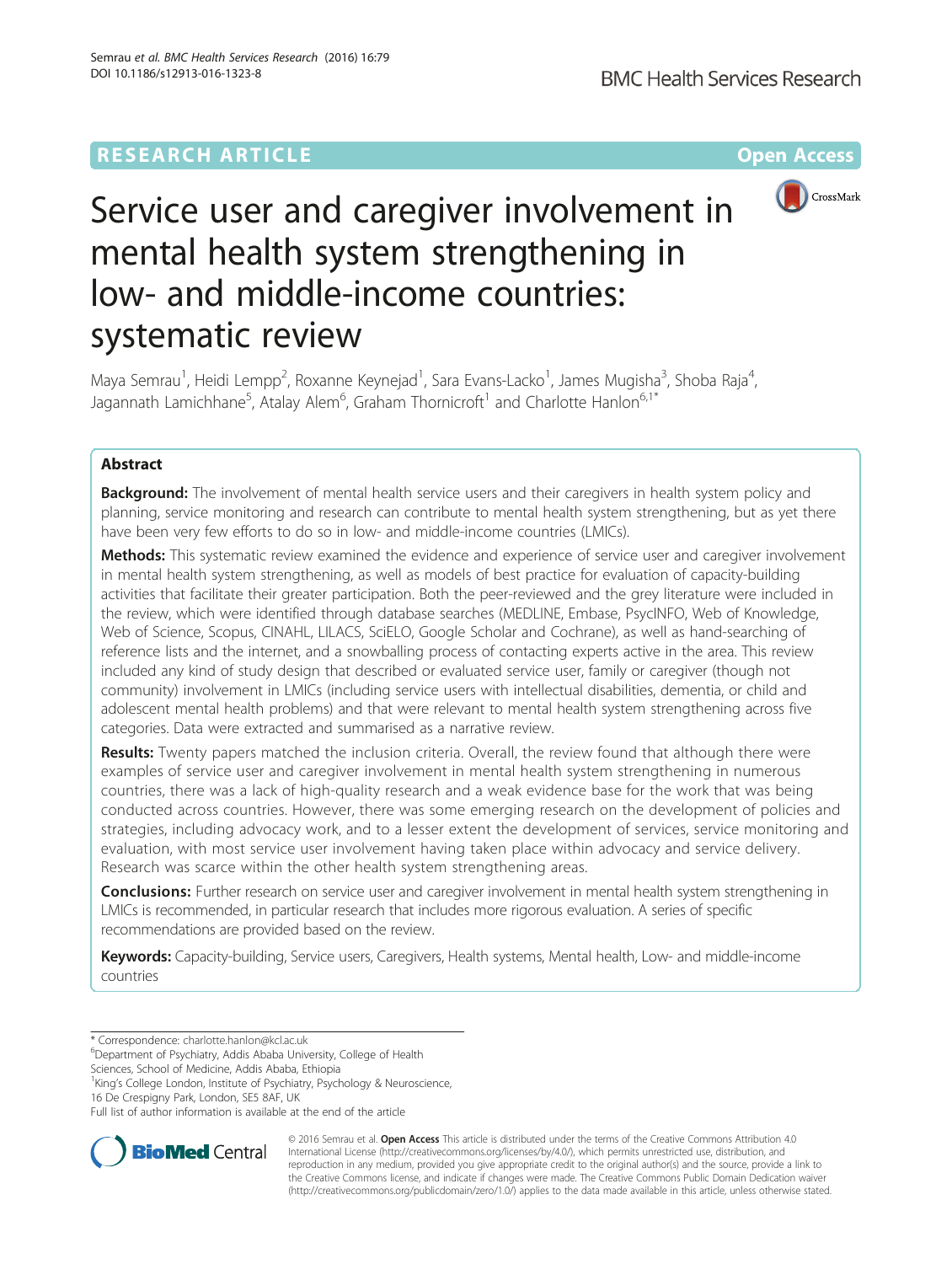RESEARCH ARTICLE

Open Access

# Service user and caregiver involvement in mental health system strengthening in low- and middle-income countries: systematic review

Maya Semrau[1], Heidi Lempp[2], Roxanne Keynejad[1], Sara Evans-Lacko[1], James Mugisha[3], Shoba Raja[4], Jagannath Lamichhane[5], Atalay Alem[6], Graham Thornicroft[1] and Charlotte Hanlon[6,1*]

## Abstract

**Background:** The involvement of mental health service users and their caregivers in health system policy and planning, service monitoring and research can contribute to mental health system strengthening, but as yet there have been very few efforts to do so in low- and middle-income countries (LMICs).

**Methods:** This systematic review examined the evidence and experience of service user and caregiver involvement in mental health system strengthening, as well as models of best practice for evaluation of capacity-building activities that facilitate their greater participation. Both the peer-reviewed and the grey literature were included in the review, which were identified through database searches (MEDLINE, Embase, PsycINFO, Web of Knowledge, Web of Science, Scopus, CINAHL, LILACS, SciELO, Google Scholar and Cochrane), as well as hand-searching of reference lists and the internet, and a snowballing process of contacting experts active in the area. This review included any kind of study design that described or evaluated service user, family or caregiver (though not community) involvement in LMICs (including service users with intellectual disabilities, dementia, or child and adolescent mental health problems) and that were relevant to mental health system strengthening across five categories. Data were extracted and summarised as a narrative review.

**Results:** Twenty papers matched the inclusion criteria. Overall, the review found that although there were examples of service user and caregiver involvement in mental health system strengthening in numerous countries, there was a lack of high-quality research and a weak evidence base for the work that was being conducted across countries. However, there was some emerging research on the development of policies and strategies, including advocacy work, and to a lesser extent the development of services, service monitoring and evaluation, with most service user involvement having taken place within advocacy and service delivery. Research was scarce within the other health system strengthening areas.

**Conclusions:** Further research on service user and caregiver involvement in mental health system strengthening in LMICs is recommended, in particular research that includes more rigorous evaluation. A series of specific recommendations are provided based on the review.

**Keywords:** Capacity-building, Service users, Caregivers, Health systems, Mental health, Low- and middle-income countries

---

\* Correspondence: charlotte.hanlon@kcl.ac.uk

[6]Department of Psychiatry, Addis Ababa University, College of Health Sciences, School of Medicine, Addis Ababa, Ethiopia

[1]King's College London, Institute of Psychiatry, Psychology & Neuroscience, 16 De Crespigny Park, London, SE5 8AF, UK

Full list of author information is available at the end of the article

© 2016 Semrau et al. **Open Access** This article is distributed under the terms of the Creative Commons Attribution 4.0 International License (http://creativecommons.org/licenses/by/4.0/), which permits unrestricted use, distribution, and reproduction in any medium, provided you give appropriate credit to the original author(s) and the source, provide a link to the Creative Commons license, and indicate if changes were made. The Creative Commons Public Domain Dedication waiver (http://creativecommons.org/publicdomain/zero/1.0/) applies to the data made available in this article, unless otherwise stated.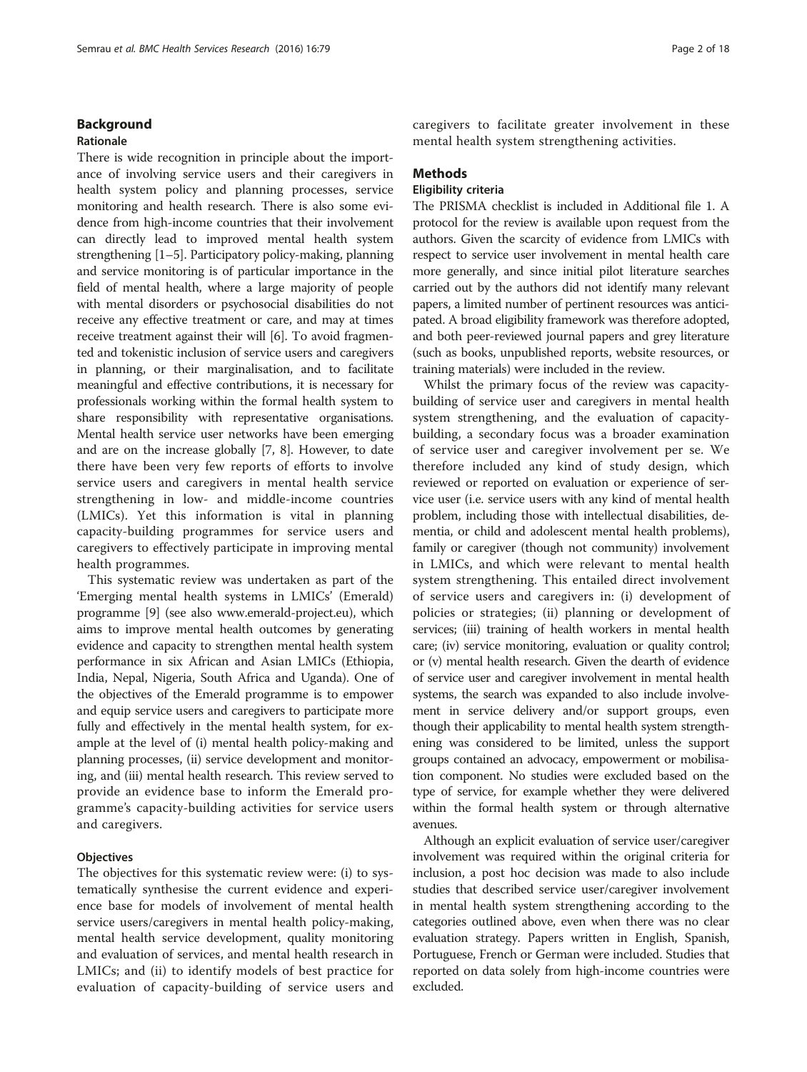## Background

### Rationale

There is wide recognition in principle about the importance of involving service users and their caregivers in health system policy and planning processes, service monitoring and health research. There is also some evidence from high-income countries that their involvement can directly lead to improved mental health system strengthening [1–5]. Participatory policy-making, planning and service monitoring is of particular importance in the field of mental health, where a large majority of people with mental disorders or psychosocial disabilities do not receive any effective treatment or care, and may at times receive treatment against their will [6]. To avoid fragmented and tokenistic inclusion of service users and caregivers in planning, or their marginalisation, and to facilitate meaningful and effective contributions, it is necessary for professionals working within the formal health system to share responsibility with representative organisations. Mental health service user networks have been emerging and are on the increase globally [7, 8]. However, to date there have been very few reports of efforts to involve service users and caregivers in mental health service strengthening in low- and middle-income countries (LMICs). Yet this information is vital in planning capacity-building programmes for service users and caregivers to effectively participate in improving mental health programmes.

This systematic review was undertaken as part of the 'Emerging mental health systems in LMICs' (Emerald) programme [9] (see also www.emerald-project.eu), which aims to improve mental health outcomes by generating evidence and capacity to strengthen mental health system performance in six African and Asian LMICs (Ethiopia, India, Nepal, Nigeria, South Africa and Uganda). One of the objectives of the Emerald programme is to empower and equip service users and caregivers to participate more fully and effectively in the mental health system, for example at the level of (i) mental health policy-making and planning processes, (ii) service development and monitoring, and (iii) mental health research. This review served to provide an evidence base to inform the Emerald programme's capacity-building activities for service users and caregivers.

### Objectives

The objectives for this systematic review were: (i) to systematically synthesise the current evidence and experience base for models of involvement of mental health service users/caregivers in mental health policy-making, mental health service development, quality monitoring and evaluation of services, and mental health research in LMICs; and (ii) to identify models of best practice for evaluation of capacity-building of service users and caregivers to facilitate greater involvement in these mental health system strengthening activities.

## Methods

### Eligibility criteria

The PRISMA checklist is included in Additional file 1. A protocol for the review is available upon request from the authors. Given the scarcity of evidence from LMICs with respect to service user involvement in mental health care more generally, and since initial pilot literature searches carried out by the authors did not identify many relevant papers, a limited number of pertinent resources was anticipated. A broad eligibility framework was therefore adopted, and both peer-reviewed journal papers and grey literature (such as books, unpublished reports, website resources, or training materials) were included in the review.

Whilst the primary focus of the review was capacity-building of service user and caregivers in mental health system strengthening, and the evaluation of capacity-building, a secondary focus was a broader examination of service user and caregiver involvement per se. We therefore included any kind of study design, which reviewed or reported on evaluation or experience of service user (i.e. service users with any kind of mental health problem, including those with intellectual disabilities, dementia, or child and adolescent mental health problems), family or caregiver (though not community) involvement in LMICs, and which were relevant to mental health system strengthening. This entailed direct involvement of service users and caregivers in: (i) development of policies or strategies; (ii) planning or development of services; (iii) training of health workers in mental health care; (iv) service monitoring, evaluation or quality control; or (v) mental health research. Given the dearth of evidence of service user and caregiver involvement in mental health systems, the search was expanded to also include involvement in service delivery and/or support groups, even though their applicability to mental health system strengthening was considered to be limited, unless the support groups contained an advocacy, empowerment or mobilisation component. No studies were excluded based on the type of service, for example whether they were delivered within the formal health system or through alternative avenues.

Although an explicit evaluation of service user/caregiver involvement was required within the original criteria for inclusion, a post hoc decision was made to also include studies that described service user/caregiver involvement in mental health system strengthening according to the categories outlined above, even when there was no clear evaluation strategy. Papers written in English, Spanish, Portuguese, French or German were included. Studies that reported on data solely from high-income countries were excluded.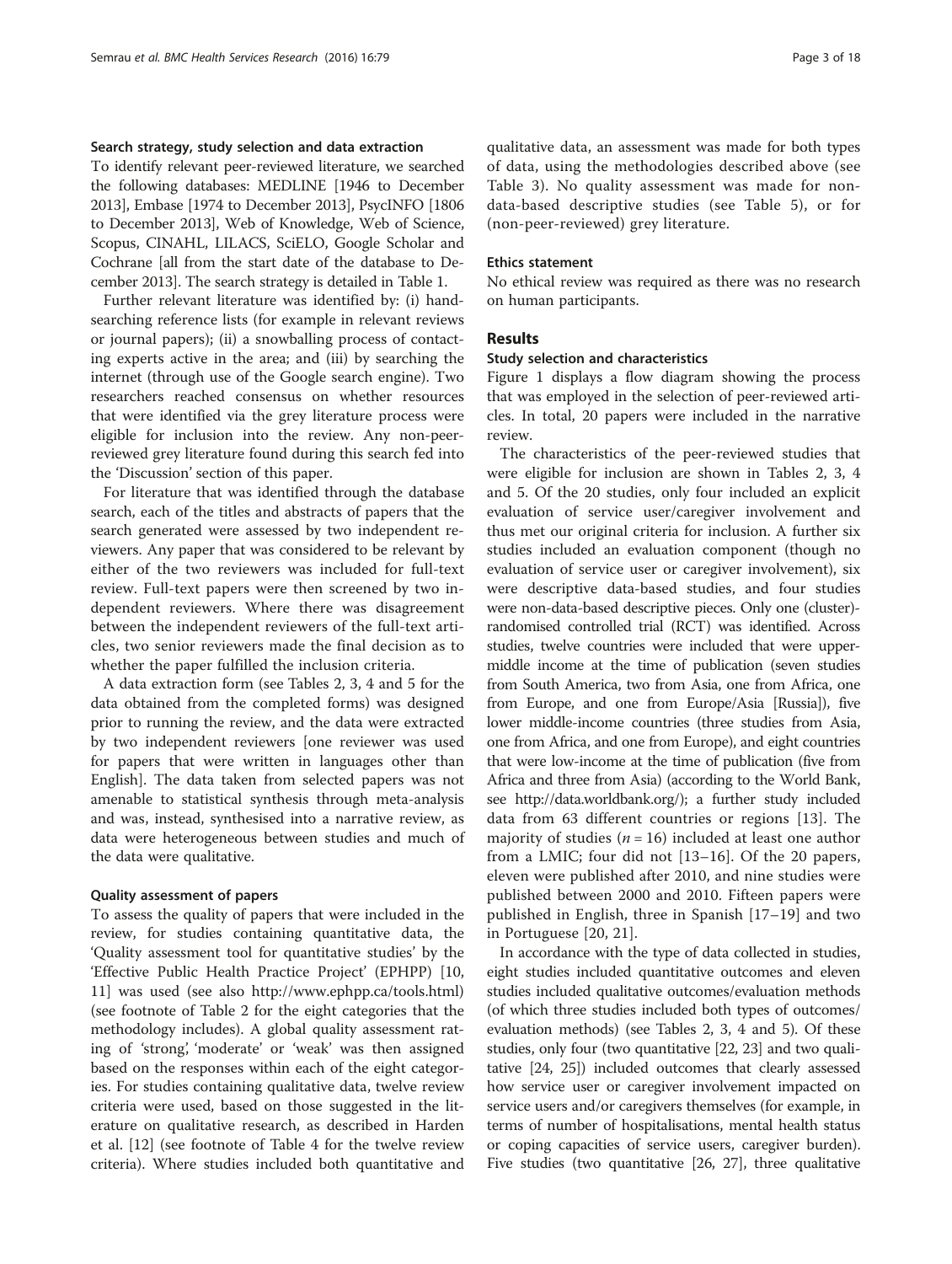### Search strategy, study selection and data extraction

To identify relevant peer-reviewed literature, we searched the following databases: MEDLINE [1946 to December 2013], Embase [1974 to December 2013], PsycINFO [1806 to December 2013], Web of Knowledge, Web of Science, Scopus, CINAHL, LILACS, SciELO, Google Scholar and Cochrane [all from the start date of the database to December 2013]. The search strategy is detailed in Table 1.

Further relevant literature was identified by: (i) hand-searching reference lists (for example in relevant reviews or journal papers); (ii) a snowballing process of contacting experts active in the area; and (iii) by searching the internet (through use of the Google search engine). Two researchers reached consensus on whether resources that were identified via the grey literature process were eligible for inclusion into the review. Any non-peer-reviewed grey literature found during this search fed into the 'Discussion' section of this paper.

For literature that was identified through the database search, each of the titles and abstracts of papers that the search generated were assessed by two independent reviewers. Any paper that was considered to be relevant by either of the two reviewers was included for full-text review. Full-text papers were then screened by two independent reviewers. Where there was disagreement between the independent reviewers of the full-text articles, two senior reviewers made the final decision as to whether the paper fulfilled the inclusion criteria.

A data extraction form (see Tables 2, 3, 4 and 5 for the data obtained from the completed forms) was designed prior to running the review, and the data were extracted by two independent reviewers [one reviewer was used for papers that were written in languages other than English]. The data taken from selected papers was not amenable to statistical synthesis through meta-analysis and was, instead, synthesised into a narrative review, as data were heterogeneous between studies and much of the data were qualitative.

### Quality assessment of papers

To assess the quality of papers that were included in the review, for studies containing quantitative data, the 'Quality assessment tool for quantitative studies' by the 'Effective Public Health Practice Project' (EPHPP) [10, 11] was used (see also http://www.ephpp.ca/tools.html) (see footnote of Table 2 for the eight categories that the methodology includes). A global quality assessment rating of 'strong', 'moderate' or 'weak' was then assigned based on the responses within each of the eight categories. For studies containing qualitative data, twelve review criteria were used, based on those suggested in the literature on qualitative research, as described in Harden et al. [12] (see footnote of Table 4 for the twelve review criteria). Where studies included both quantitative and qualitative data, an assessment was made for both types of data, using the methodologies described above (see Table 3). No quality assessment was made for non-data-based descriptive studies (see Table 5), or for (non-peer-reviewed) grey literature.

### Ethics statement

No ethical review was required as there was no research on human participants.

## Results

### Study selection and characteristics

Figure 1 displays a flow diagram showing the process that was employed in the selection of peer-reviewed articles. In total, 20 papers were included in the narrative review.

The characteristics of the peer-reviewed studies that were eligible for inclusion are shown in Tables 2, 3, 4 and 5. Of the 20 studies, only four included an explicit evaluation of service user/caregiver involvement and thus met our original criteria for inclusion. A further six studies included an evaluation component (though no evaluation of service user or caregiver involvement), six were descriptive data-based studies, and four studies were non-data-based descriptive pieces. Only one (cluster)-randomised controlled trial (RCT) was identified. Across studies, twelve countries were included that were upper-middle income at the time of publication (seven studies from South America, two from Asia, one from Africa, one from Europe, and one from Europe/Asia [Russia]), five lower middle-income countries (three studies from Asia, one from Africa, and one from Europe), and eight countries that were low-income at the time of publication (five from Africa and three from Asia) (according to the World Bank, see http://data.worldbank.org/); a further study included data from 63 different countries or regions [13]. The majority of studies ($n = 16$) included at least one author from a LMIC; four did not [13–16]. Of the 20 papers, eleven were published after 2010, and nine studies were published between 2000 and 2010. Fifteen papers were published in English, three in Spanish [17–19] and two in Portuguese [20, 21].

In accordance with the type of data collected in studies, eight studies included quantitative outcomes and eleven studies included qualitative outcomes/evaluation methods (of which three studies included both types of outcomes/evaluation methods) (see Tables 2, 3, 4 and 5). Of these studies, only four (two quantitative [22, 23] and two qualitative [24, 25]) included outcomes that clearly assessed how service user or caregiver involvement impacted on service users and/or caregivers themselves (for example, in terms of number of hospitalisations, mental health status or coping capacities of service users, caregiver burden). Five studies (two quantitative [26, 27], three qualitative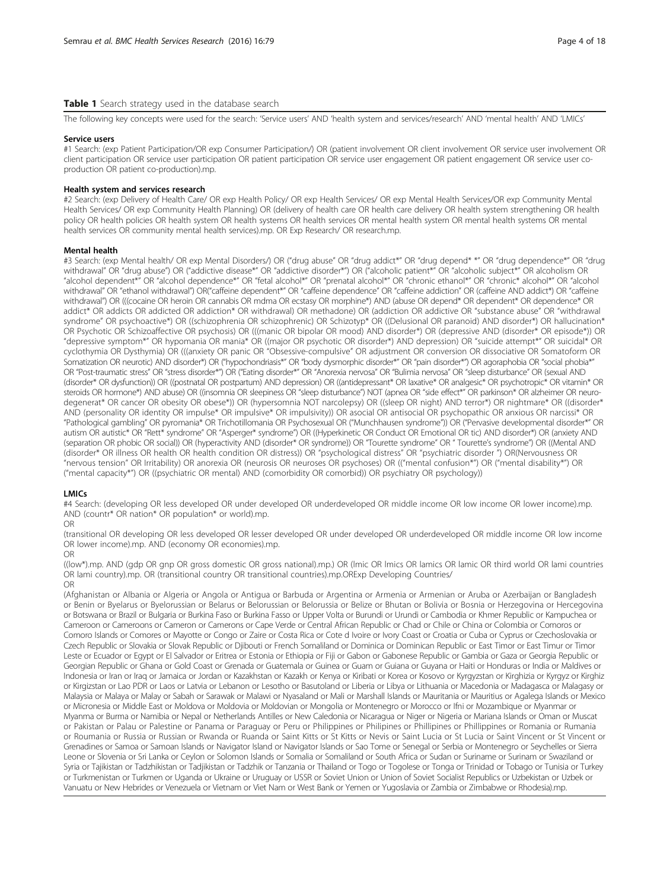**Table 1** Search strategy used in the database search

The following key concepts were used for the search: 'Service users' AND 'health system and services/research' AND 'mental health' AND 'LMICs'

**Service users**

#1 Search: (exp Patient Participation/OR exp Consumer Participation/) OR (patient involvement OR client involvement OR service user involvement OR client participation OR service user participation OR patient participation OR service user engagement OR patient engagement OR service user co-production OR patient co-production).mp.

**Health system and services research**

#2 Search: (exp Delivery of Health Care/ OR exp Health Policy/ OR exp Health Services/ OR exp Mental Health Services/OR exp Community Mental Health Services/ OR exp Community Health Planning) OR (delivery of health care OR health care delivery OR health system strengthening OR health policy OR health policies OR health system OR health systems OR health services OR mental health system OR mental health systems OR mental health services OR community mental health services).mp. OR Exp Research/ OR research.mp.

**Mental health**

#3 Search: (exp Mental health/ OR exp Mental Disorders/) OR ("drug abuse" OR "drug addict*" OR "drug depend* *" OR "drug dependence*" OR "drug withdrawal" OR "drug abuse") OR ("addictive disease*" OR "addictive disorder*") OR ("alcoholic patient*" OR "alcoholic subject*" OR alcoholism OR "alcohol dependent*" OR "alcohol dependence*" OR "fetal alcohol*" OR "prenatal alcohol*" OR "chronic ethanol*" OR "chronic* alcohol*" OR "alcohol withdrawal" OR "ethanol withdrawal") OR("caffeine dependent*" OR "caffeine dependence" OR "caffeine addiction" OR (caffeine AND addict*) OR "caffeine withdrawal") OR (((cocaine OR heroin OR cannabis OR mdma OR ecstasy OR morphine*) AND (abuse OR depend* OR dependent* OR dependence* OR addict* OR addicts OR addicted OR addiction* OR withdrawal) OR methadone) OR (addiction OR addictive OR "substance abuse" OR "withdrawal syndrome" OR psychoactive*) OR ((schizophrenia OR schizophrenic) OR Schizotyp* OR ((Delusional OR paranoid) AND disorder*) OR hallucination* OR Psychotic OR Schizoaffective OR psychosis) OR (((manic OR bipolar OR mood) AND disorder*) OR (depressive AND (disorder* OR episode*)) OR "depressive symptom*" OR hypomania OR mania* OR ((major OR psychotic OR disorder*) AND depression) OR "suicide attempt*" OR suicidal* OR cyclothymia OR Dysthymia) OR (((anxiety OR panic OR "Obsessive-compulsive" OR adjustment OR conversion OR dissociative OR Somatoform OR Somatization OR neurotic) AND disorder*) OR ("hypochondriasis*" OR "body dysmorphic disorder*" OR "pain disorder*") OR agoraphobia OR "social phobia*" OR "Post-traumatic stress" OR "stress disorder*") OR ("Eating disorder*" OR "Anorexia nervosa" OR "Bulimia nervosa" OR "sleep disturbance" OR (sexual AND (disorder* OR dysfunction)) OR ((postnatal OR postpartum) AND depression) OR ((antidepressant* OR laxative* OR analgesic* OR psychotropic* OR vitamin* OR steroids OR hormone*) AND abuse) OR ((insomnia OR sleepiness OR "sleep disturbance") NOT (apnea OR "side effect*" OR parkinson* OR alzheimer OR neuro-degenerat* OR cancer OR obesity OR obese*)) OR (hypersomnia NOT narcolepsy) OR ((sleep OR night) AND terror*) OR nightmare* OR ((disorder* AND (personality OR identity OR impulse* OR impulsive* OR impulsivity)) OR asocial OR antisocial OR psychopathic OR anxious OR narcissi* OR "Pathological gambling" OR pyromania* OR Trichotillomania OR Psychosexual OR ("Munchhausen syndrome")) OR ("Pervasive developmental disorder*" OR autism OR autistic* OR "Rett* syndrome" OR "Asperger* syndrome") OR ((Hyperkinetic OR Conduct OR Emotional OR tic) AND disorder*) OR (anxiety AND (separation OR phobic OR social)) OR (hyperactivity AND (disorder* OR syndrome)) OR "Tourette syndrome" OR " Tourette's syndrome") OR ((Mental AND (disorder* OR illness OR health OR health condition OR distress)) OR "psychological distress" OR "psychiatric disorder ") OR(Nervousness OR "nervous tension" OR Irritability) OR anorexia OR (neurosis OR neuroses OR psychoses) OR (("mental confusion*") OR ("mental disability*") OR ("mental capacity*") OR ((psychiatric OR mental) AND (comorbidity OR comorbid)) OR psychiatry OR psychology))

**LMICs**

#4 Search: (developing OR less developed OR under developed OR underdeveloped OR middle income OR low income OR lower income).mp. AND (countr* OR nation* OR population* or world).mp.

OR

(transitional OR developing OR less developed OR lesser developed OR under developed OR underdeveloped OR middle income OR low income OR lower income).mp. AND (economy OR economies).mp.

OR

((low*).mp. AND (gdp OR gnp OR gross domestic OR gross national).mp.) OR (lmic OR lmics OR lamics OR lamic OR third world OR lami countries OR lami country).mp. OR (transitional country OR transitional countries).mp.ORExp Developing Countries/

OR

(Afghanistan or Albania or Algeria or Angola or Antigua or Barbuda or Argentina or Armenia or Armenian or Aruba or Azerbaijan or Bangladesh or Benin or Byelarus or Byelorussian or Belarus or Belorussian or Belorussia or Belize or Bhutan or Bolivia or Bosnia or Herzegovina or Hercegovina or Botswana or Brazil or Bulgaria or Burkina Faso or Burkina Fasso or Upper Volta or Burundi or Urundi or Cambodia or Khmer Republic or Kampuchea or Cameroon or Cameroons or Cameron or Camerons or Cape Verde or Central African Republic or Chad or Chile or China or Colombia or Comoros or Comoro Islands or Comores or Mayotte or Congo or Zaire or Costa Rica or Cote d Ivoire or Ivory Coast or Croatia or Cuba or Cyprus or Czechoslovakia or Czech Republic or Slovakia or Slovak Republic or Djibouti or French Somaliland or Dominica or Dominican Republic or East Timor or East Timur or Timor Leste or Ecuador or Egypt or El Salvador or Eritrea or Estonia or Ethiopia or Fiji or Gabon or Gabonese Republic or Gambia or Gaza or Georgia Republic or Georgian Republic or Ghana or Gold Coast or Grenada or Guatemala or Guinea or Guam or Guiana or Guyana or Haiti or Honduras or India or Maldives or Indonesia or Iran or Iraq or Jamaica or Jordan or Kazakhstan or Kazakh or Kenya or Kiribati or Korea or Kosovo or Kyrgyzstan or Kirghizia or Kyrgyz or Kirghiz or Kirgizstan or Lao PDR or Laos or Latvia or Lebanon or Lesotho or Basutoland or Liberia or Libya or Lithuania or Macedonia or Madagascar or Malagasy or Malaysia or Malaya or Malay or Sabah or Sarawak or Malawi or Nyasaland or Mali or Marshall Islands or Mauritania or Mauritius or Agalega Islands or Mexico or Micronesia or Middle East or Moldova or Moldovia or Moldovian or Mongolia or Montenegro or Morocco or Ifni or Mozambique or Myanmar or Myanma or Burma or Namibia or Nepal or Netherlands Antilles or New Caledonia or Nicaragua or Niger or Nigeria or Mariana Islands or Oman or Muscat or Pakistan or Palau or Palestine or Panama or Paraguay or Peru or Philippines or Philipines or Phillipines or Phillippines or Romania or Rumania or Roumania or Russia or Russian or Rwanda or Ruanda or Saint Kitts or St Kitts or Nevis or Saint Lucia or St Lucia or Saint Vincent or St Vincent or Grenadines or Samoa or Samoan Islands or Navigator Island or Navigator Islands or Sao Tome or Senegal or Serbia or Montenegro or Seychelles or Sierra Leone or Slovenia or Sri Lanka or Ceylon or Solomon Islands or Somalia or Somaliland or South Africa or Sudan or Suriname or Surinam or Swaziland or Syria or Tajikistan or Tadzhikistan or Tadjikistan or Tadzhik or Tanzania or Thailand or Togo or Togolese or Tonga or Trinidad or Tobago or Tunisia or Turkey or Turkmenistan or Turkmen or Uganda or Ukraine or Uruguay or USSR or Soviet Union or Union of Soviet Socialist Republics or Uzbekistan or Uzbek or Vanuatu or New Hebrides or Venezuela or Vietnam or Viet Nam or West Bank or Yemen or Yugoslavia or Zambia or Zimbabwe or Rhodesia).mp.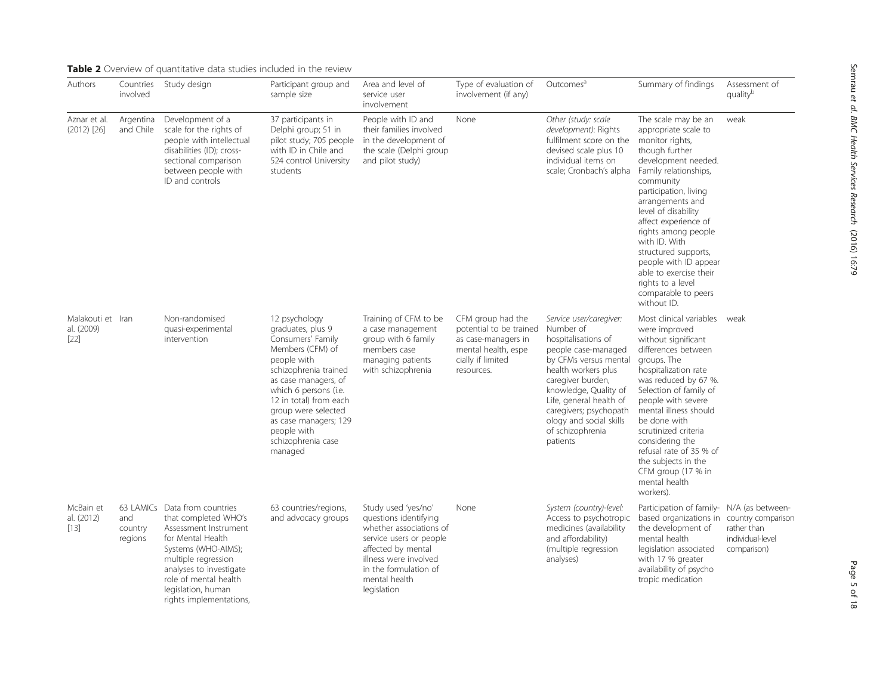**Table 2** Overview of quantitative data studies included in the review

| Authors | Countries involved | Study design | Participant group and sample size | Area and level of service user involvement | Type of evaluation of involvement (if any) | Outcomes[a] | Summary of findings | Assessment of quality[b] |
|---|---|---|---|---|---|---|---|---|
| Aznar et al. (2012) [26] | Argentina and Chile | Development of a scale for the rights of people with intellectual disabilities (ID); cross-sectional comparison between people with ID and controls | 37 participants in Delphi group; 51 in pilot study; 705 people with ID in Chile and 524 control University students | People with ID and their families involved in the development of the scale (Delphi group and pilot study) | None | *Other (study: scale development):* Rights fulfilment score on the devised scale plus 10 individual items on scale; Cronbach's alpha | The scale may be an appropriate scale to monitor rights, though further development needed. Family relationships, community participation, living arrangements and level of disability affect experience of rights among people with ID. With structured supports, people with ID appear able to exercise their rights to a level comparable to peers without ID. | weak |
| Malakouti et al. (2009) [22] | Iran | Non-randomised quasi-experimental intervention | 12 psychology graduates, plus 9 Consumers' Family Members (CFM) of people with schizophrenia trained as case managers, of which 6 persons (i.e. 12 in total) from each group were selected as case managers; 129 people with schizophrenia case managed | Training of CFM to be a case management group with 6 family members case managing patients with schizophrenia | CFM group had the potential to be trained as case-managers in mental health, especially if limited resources. | *Service user/caregiver:* Number of hospitalisations of people case-managed by CFMs versus mental health workers plus caregiver burden, knowledge, Quality of Life, general health of caregivers; psychopathology and social skills of schizophrenia patients | Most clinical variables were improved without significant differences between groups. The hospitalization rate was reduced by 67 %. Selection of family of people with severe mental illness should be done with scrutinized criteria considering the refusal rate of 35 % of the subjects in the CFM group (17 % in mental health workers). | weak |
| McBain et al. (2012) [13] | 63 LAMICs and country regions | Data from countries that completed WHO's Assessment Instrument for Mental Health Systems (WHO-AIMS); multiple regression analyses to investigate role of mental health legislation, human rights implementations, | 63 countries/regions, and advocacy groups | Study used 'yes/no' questions identifying whether associations of service users or people affected by mental illness were involved in the formulation of mental health legislation | None | *System (country)-level:* Access to psychotropic medicines (availability and affordability) (multiple regression analyses) | Participation of family-based organizations in the development of mental health legislation associated with 17 % greater availability of psychotropic medication | N/A (as between-country comparison rather than individual-level comparison) |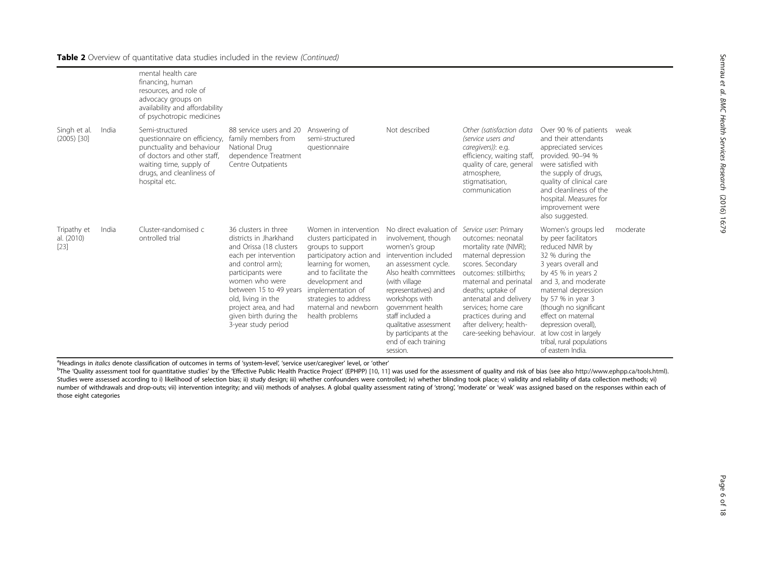**Table 2** Overview of quantitative data studies included in the review *(Continued)*

| | | | | | | | | |
|---|---|---|---|---|---|---|---|---|
| | | mental health care financing, human resources, and role of advocacy groups on availability and affordability of psychotropic medicines | | | | | | |
| Singh et al. (2005) [30] | India | Semi-structured questionnaire on efficiency, punctuality and behaviour of doctors and other staff, waiting time, supply of drugs, and cleanliness of hospital etc. | 88 service users and 20 family members from National Drug dependence Treatment Centre Outpatients | Answering of semi-structured questionnaire | Not described | *Other (satisfaction data (service users and caregivers)):* e.g. efficiency, waiting staff, quality of care, general atmosphere, stigmatisation, communication | Over 90 % of patients and their attendants appreciated services provided. 90–94 % were satisfied with the supply of drugs, quality of clinical care and cleanliness of the hospital. Measures for improvement were also suggested. | weak |
| Tripathy et al. (2010) [23] | India | Cluster-randomised c ontrolled trial | 36 clusters in three districts in Jharkhand and Orissa (18 clusters each per intervention and control arm); participants were women who were between 15 to 49 years old, living in the project area, and had given birth during the 3-year study period | Women in intervention clusters participated in groups to support participatory action and learning for women, and to facilitate the development and implementation of strategies to address maternal and newborn health problems | No direct evaluation of involvement, though women's group intervention included an assessment cycle. Also health committees (with village representatives) and workshops with government health staff included a qualitative assessment by participants at the end of each training session. | *Service user:* Primary outcomes: neonatal mortality rate (NMR); maternal depression scores. Secondary outcomes: stillbirths; maternal and perinatal deaths; uptake of antenatal and delivery services; home care practices during and after delivery; health-care-seeking behaviour. | Women's groups led by peer facilitators reduced NMR by 32 % during the 3 years overall and by 45 % in years 2 and 3, and moderate maternal depression by 57 % in year 3 (though no significant effect on maternal depression overall), at low cost in largely tribal, rural populations of eastern India. | moderate |

[a]Headings in *italics* denote classification of outcomes in terms of 'system-level', 'service user/caregiver' level, or 'other'

[b]The 'Quality assessment tool for quantitative studies' by the 'Effective Public Health Practice Project' (EPHPP) [10, 11] was used for the assessment of quality and risk of bias (see also http://www.ephpp.ca/tools.html). Studies were assessed according to i) likelihood of selection bias; ii) study design; iii) whether confounders were controlled; iv) whether blinding took place; v) validity and reliability of data collection methods; vi) number of withdrawals and drop-outs; vii) intervention integrity; and viii) methods of analyses. A global quality assessment rating of 'strong', 'moderate' or 'weak' was assigned based on the responses within each of those eight categories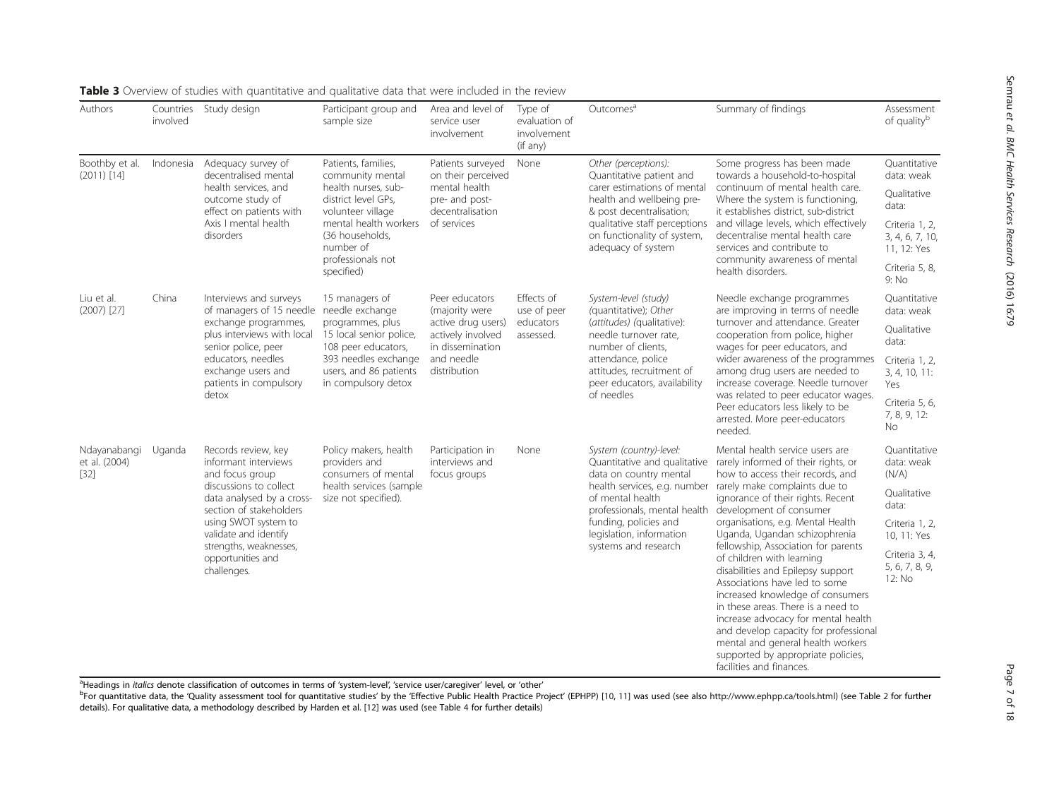**Table 3** Overview of studies with quantitative and qualitative data that were included in the review

| Authors | Countries involved | Study design | Participant group and sample size | Area and level of service user involvement | Type of evaluation of involvement (if any) | Outcomes[a] | Summary of findings | Assessment of quality[b] |
|---|---|---|---|---|---|---|---|---|
| Boothby et al. (2011) [14] | Indonesia | Adequacy survey of decentralised mental health services, and outcome study of effect on patients with Axis I mental health disorders | Patients, families, community mental health nurses, sub-district level GPs, volunteer village mental health workers (36 households, number of professionals not specified) | Patients surveyed on their perceived mental health pre- and post-decentralisation of services | None | *Other (perceptions):* Quantitative patient and carer estimations of mental health and wellbeing pre- & post decentralisation; qualitative staff perceptions on functionality of system, adequacy of system | Some progress has been made towards a household-to-hospital continuum of mental health care. Where the system is functioning, it establishes district, sub-district and village levels, which effectively decentralise mental health care services and contribute to community awareness of mental health disorders. | Quantitative data: weak<br>Qualitative data:<br>Criteria 1, 2, 3, 4, 6, 7, 10, 11, 12: Yes<br>Criteria 5, 8, 9: No |
| Liu et al. (2007) [27] | China | Interviews and surveys of managers of 15 needle exchange programmes, plus interviews with local senior police, peer educators, needles exchange users and patients in compulsory detox | 15 managers of needle exchange programmes, plus 15 local senior police, 108 peer educators, 393 needles exchange users, and 86 patients in compulsory detox | Peer educators (majority were active drug users) actively involved in dissemination and needle distribution | Effects of use of peer educators assessed. | *System-level (study)* (quantitative); *Other* (*attitudes*) (qualitative): needle turnover rate, number of clients, attendance, police attitudes, recruitment of peer educators, availability of needles | Needle exchange programmes are improving in terms of needle turnover and attendance. Greater cooperation from police, higher wages for peer educators, and wider awareness of the programmes among drug users are needed to increase coverage. Needle turnover was related to peer educator wages. Peer educators less likely to be arrested. More peer-educators needed. | Quantitative data: weak<br>Qualitative data:<br>Criteria 1, 2, 3, 4, 10, 11: Yes<br>Criteria 5, 6, 7, 8, 9, 12: No |
| Ndayanabangi et al. (2004) [32] | Uganda | Records review, key informant interviews and focus group discussions to collect data analysed by a cross-section of stakeholders using SWOT system to validate and identify strengths, weaknesses, opportunities and challenges. | Policy makers, health providers and consumers of mental health services (sample size not specified). | Participation in interviews and focus groups | None | *System (country)-level:* Quantitative and qualitative data on country mental health services, e.g. number of mental health professionals, mental health funding, policies and legislation, information systems and research | Mental health service users are rarely informed of their rights, or how to access their records, and rarely make complaints due to ignorance of their rights. Recent development of consumer organisations, e.g. Mental Health Uganda, Ugandan schizophrenia fellowship, Association for parents of children with learning disabilities and Epilepsy support Associations have led to some increased knowledge of consumers in these areas. There is a need to increase advocacy for mental health and develop capacity for professional mental and general health workers supported by appropriate policies, facilities and finances. | Quantitative data: weak (N/A)<br>Qualitative data:<br>Criteria 1, 2, 10, 11: Yes<br>Criteria 3, 4, 5, 6, 7, 8, 9, 12: No |

[a]Headings in *italics* denote classification of outcomes in terms of 'system-level', 'service user/caregiver' level, or 'other'

[b]For quantitative data, the 'Quality assessment tool for quantitative studies' by the 'Effective Public Health Practice Project' (EPHPP) [10, 11] was used (see also http://www.ephpp.ca/tools.html) (see Table 2 for further details). For qualitative data, a methodology described by Harden et al. [12] was used (see Table 4 for further details)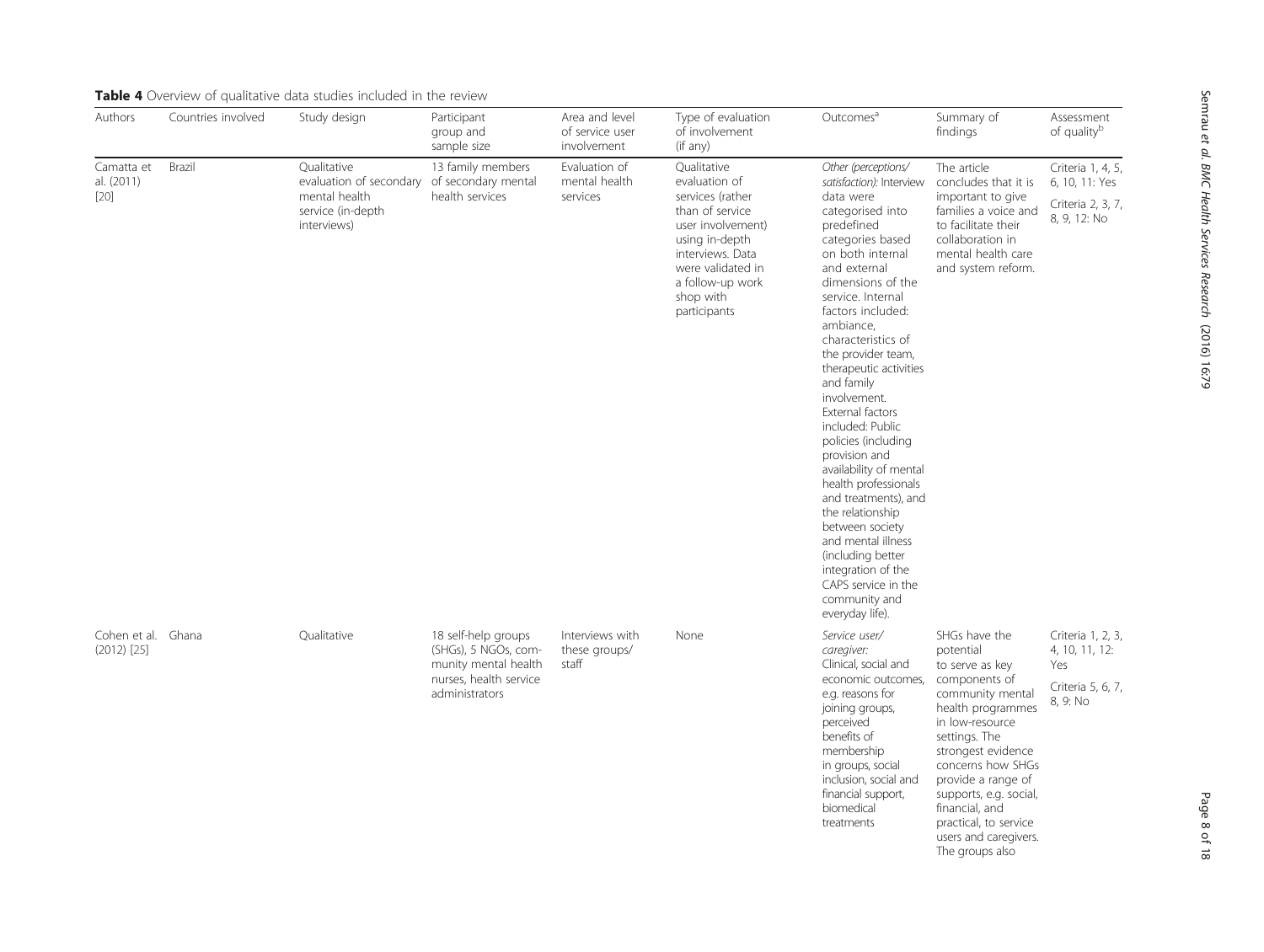**Table 4** Overview of qualitative data studies included in the review

| Authors | Countries involved | Study design | Participant group and sample size | Area and level of service user involvement | Type of evaluation of involvement (if any) | Outcomes[a] | Summary of findings | Assessment of quality[b] |
|---|---|---|---|---|---|---|---|---|
| Camatta et al. (2011) [20] | Brazil | Qualitative evaluation of secondary mental health service (in-depth interviews) | 13 family members of secondary mental health services | Evaluation of mental health services | Qualitative evaluation of services (rather than of service user involvement) using in-depth interviews. Data were validated in a follow-up work shop with participants | *Other (perceptions/ satisfaction):* Interview data were categorised into predefined categories based on both internal and external dimensions of the service. Internal factors included: ambiance, characteristics of the provider team, therapeutic activities and family involvement. External factors included: Public policies (including provision and availability of mental health professionals and treatments), and the relationship between society and mental illness (including better integration of the CAPS service in the community and everyday life). | The article concludes that it is important to give families a voice and to facilitate their collaboration in mental health care and system reform. | Criteria 1, 4, 5, 6, 10, 11: Yes<br>Criteria 2, 3, 7, 8, 9, 12: No |
| Cohen et al. (2012) [25] | Ghana | Qualitative | 18 self-help groups (SHGs), 5 NGOs, community mental health nurses, health service administrators | Interviews with these groups/ staff | None | *Service user/ caregiver:* Clinical, social and economic outcomes, e.g. reasons for joining groups, perceived benefits of membership in groups, social inclusion, social and financial support, biomedical treatments | SHGs have the potential to serve as key components of community mental health programmes in low-resource settings. The strongest evidence concerns how SHGs provide a range of supports, e.g. social, financial, and practical, to service users and caregivers. The groups also | Criteria 1, 2, 3, 4, 10, 11, 12: Yes<br>Criteria 5, 6, 7, 8, 9: No |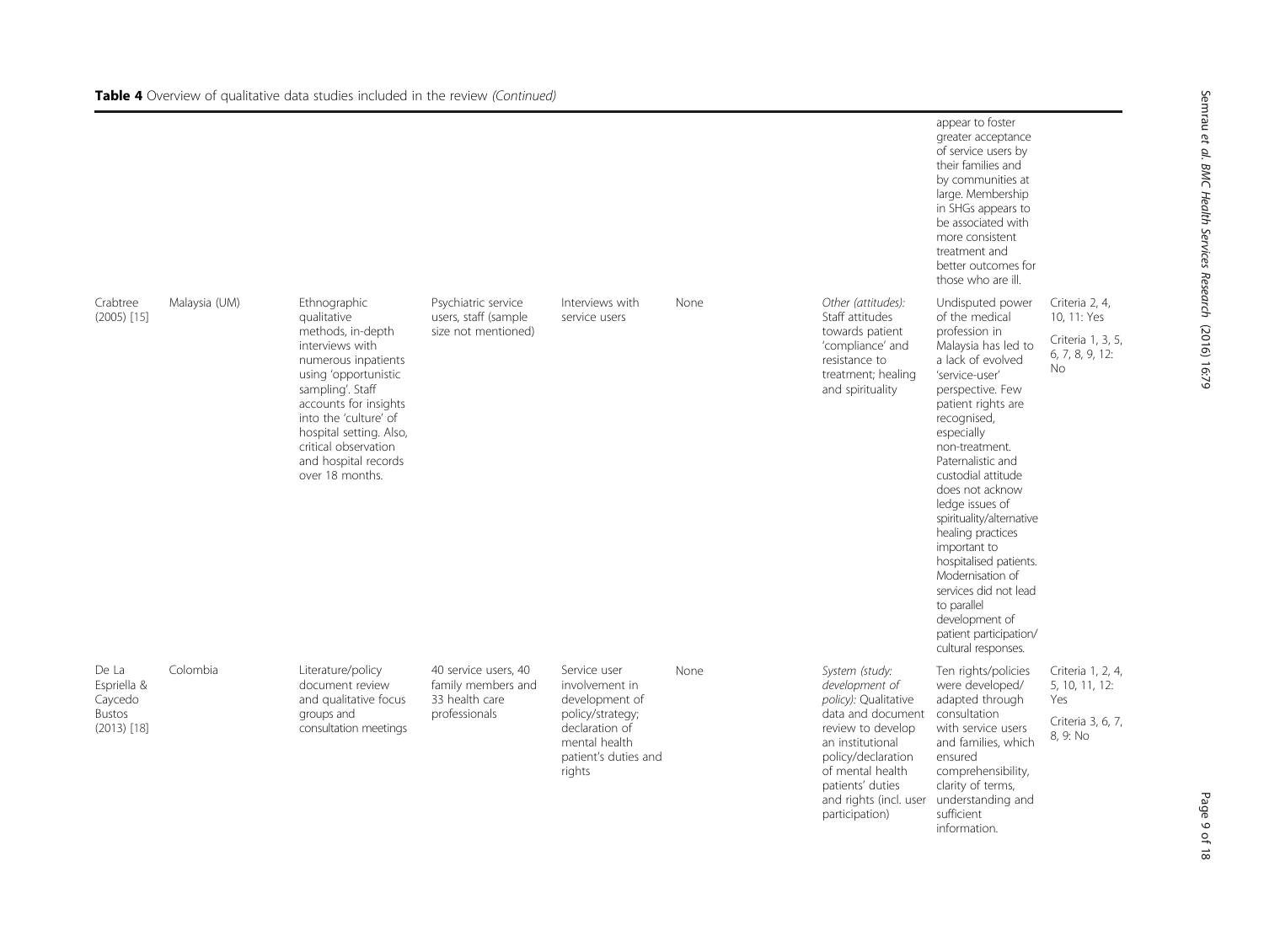**Table 4** Overview of qualitative data studies included in the review *(Continued)*

| | | | | | | | | |
|---|---|---|---|---|---|---|---|---|
| | | | | | | | appear to foster greater acceptance of service users by their families and by communities at large. Membership in SHGs appears to be associated with more consistent treatment and better outcomes for those who are ill. | |
| Crabtree (2005) [15] | Malaysia (UM) | Ethnographic qualitative methods, in-depth interviews with numerous inpatients using 'opportunistic sampling'. Staff accounts for insights into the 'culture' of hospital setting. Also, critical observation and hospital records over 18 months. | Psychiatric service users, staff (sample size not mentioned) | Interviews with service users | None | *Other (attitudes):* Staff attitudes towards patient 'compliance' and resistance to treatment; healing and spirituality | Undisputed power of the medical profession in Malaysia has led to a lack of evolved 'service-user' perspective. Few patient rights are recognised, especially non-treatment. Paternalistic and custodial attitude does not acknow ledge issues of spirituality/alternative healing practices important to hospitalised patients. Modernisation of services did not lead to parallel development of patient participation/ cultural responses. | Criteria 2, 4, 10, 11: Yes<br>Criteria 1, 3, 5, 6, 7, 8, 9, 12: No |
| De La Espriella & Caycedo Bustos (2013) [18] | Colombia | Literature/policy document review and qualitative focus groups and consultation meetings | 40 service users, 40 family members and 33 health care professionals | Service user involvement in development of policy/strategy; declaration of mental health patient's duties and rights | None | *System (study: development of policy):* Qualitative data and document review to develop an institutional policy/declaration of mental health patients' duties and rights (incl. user participation) | Ten rights/policies were developed/ adapted through consultation with service users and families, which ensured comprehensibility, clarity of terms, understanding and sufficient information. | Criteria 1, 2, 4, 5, 10, 11, 12: Yes<br>Criteria 3, 6, 7, 8, 9: No |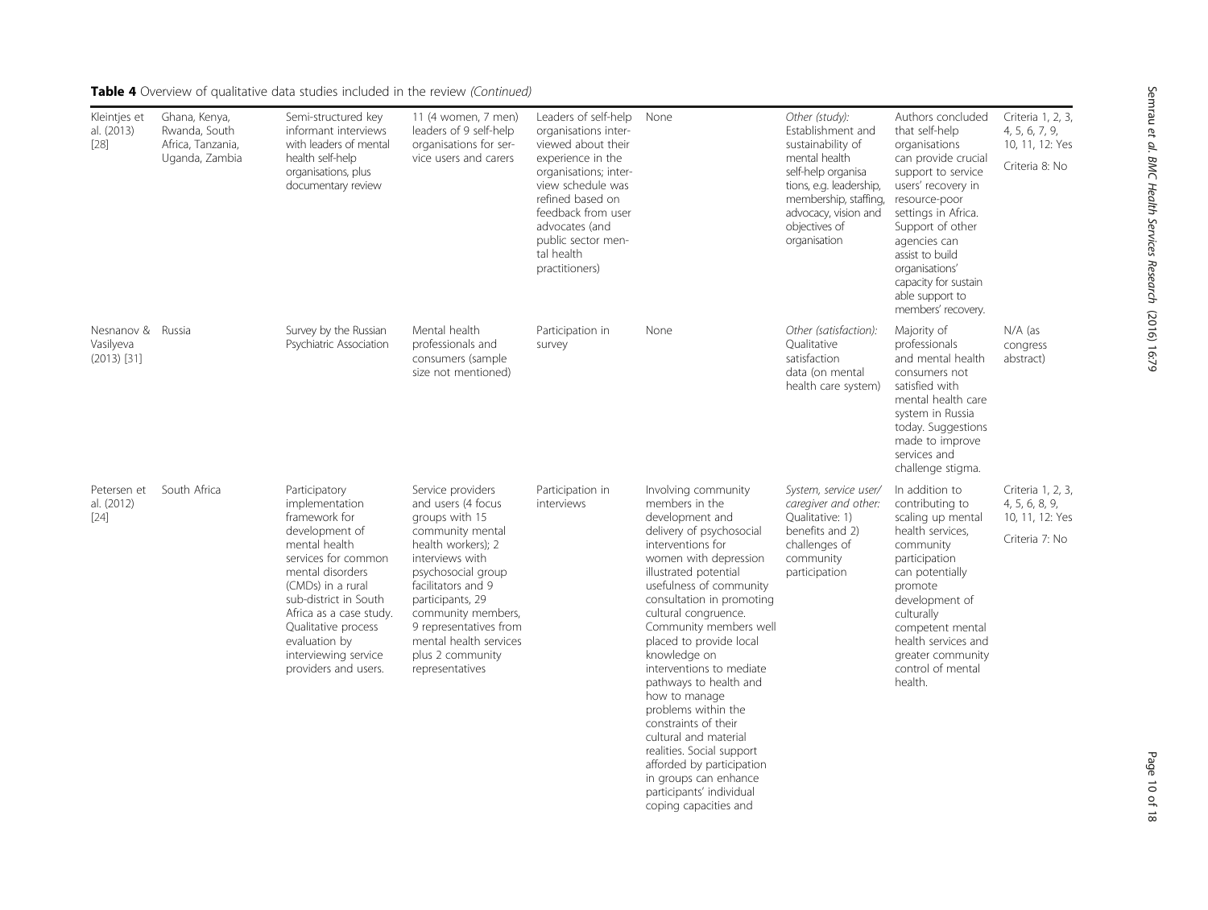**Table 4** Overview of qualitative data studies included in the review *(Continued)*

| | | | | | | | | |
|---|---|---|---|---|---|---|---|---|
| Kleintjes et al. (2013) [28] | Ghana, Kenya, Rwanda, South Africa, Tanzania, Uganda, Zambia | Semi-structured key informant interviews with leaders of mental health self-help organisations, plus documentary review | 11 (4 women, 7 men) leaders of 9 self-help organisations for service users and carers | Leaders of self-help organisations interviewed about their experience in the organisations; interview schedule was refined based on feedback from user advocates (and public sector mental health practitioners) | None | *Other (study):* Establishment and sustainability of mental health self-help organisations, e.g. leadership, membership, staffing, advocacy, vision and objectives of organisation | Authors concluded that self-help organisations can provide crucial support to service users' recovery in resource-poor settings in Africa. Support of other agencies can assist to build organisations' capacity for sustainable support to members' recovery. | Criteria 1, 2, 3, 4, 5, 6, 7, 9, 10, 11, 12: Yes<br>Criteria 8: No |
| Nesnanov & Vasilyeva (2013) [31] | Russia | Survey by the Russian Psychiatric Association | Mental health professionals and consumers (sample size not mentioned) | Participation in survey | None | *Other (satisfaction):* Qualitative satisfaction data (on mental health care system) | Majority of professionals and mental health consumers not satisfied with mental health care system in Russia today. Suggestions made to improve services and challenge stigma. | N/A (as congress abstract) |
| Petersen et al. (2012) [24] | South Africa | Participatory implementation framework for development of mental health services for common mental disorders (CMDs) in a rural sub-district in South Africa as a case study. Qualitative process evaluation by interviewing service providers and users. | Service providers and users (4 focus groups with 15 community mental health workers); 2 interviews with psychosocial group facilitators and 9 participants, 29 community members, 9 representatives from mental health services plus 2 community representatives | Participation in interviews | Involving community members in the development and delivery of psychosocial interventions for women with depression illustrated potential usefulness of community consultation in promoting cultural congruence. Community members well placed to provide local knowledge on interventions to mediate pathways to health and how to manage problems within the constraints of their cultural and material realities. Social support afforded by participation in groups can enhance participants' individual coping capacities and | *System, service user/caregiver and other:* Qualitative: 1) benefits and 2) challenges of community participation | In addition to contributing to scaling up mental health services, community participation can potentially promote development of culturally competent mental health services and greater community control of mental health. | Criteria 1, 2, 3, 4, 5, 6, 8, 9, 10, 11, 12: Yes<br>Criteria 7: No |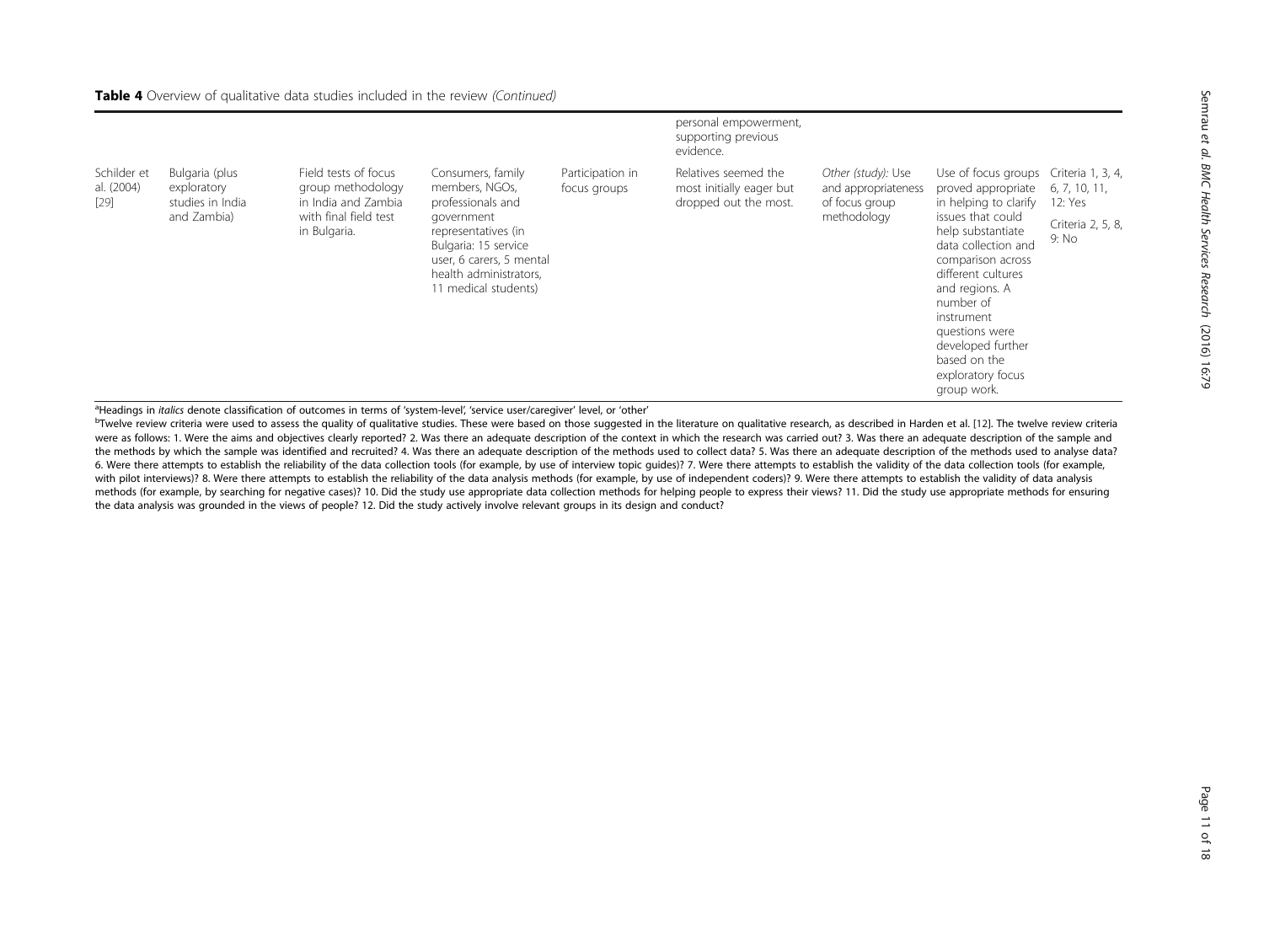**Table 4** Overview of qualitative data studies included in the review *(Continued)*

| | | | | | | | | |
|---|---|---|---|---|---|---|---|---|
| | | | | | personal empowerment, supporting previous evidence. | | | |
| Schilder et al. (2004) [29] | Bulgaria (plus exploratory studies in India and Zambia) | Field tests of focus group methodology in India and Zambia with final field test in Bulgaria. | Consumers, family members, NGOs, professionals and government representatives (in Bulgaria: 15 service user, 6 carers, 5 mental health administrators, 11 medical students) | Participation in focus groups | Relatives seemed the most initially eager but dropped out the most. | *Other (study):* Use and appropriateness of focus group methodology | Use of focus groups proved appropriate in helping to clarify issues that could help substantiate data collection and comparison across different cultures and regions. A number of instrument questions were developed further based on the exploratory focus group work. | Criteria 1, 3, 4, 6, 7, 10, 11, 12: Yes<br>Criteria 2, 5, 8, 9: No |

[a]Headings in *italics* denote classification of outcomes in terms of 'system-level', 'service user/caregiver' level, or 'other'

[b]Twelve review criteria were used to assess the quality of qualitative studies. These were based on those suggested in the literature on qualitative research, as described in Harden et al. [12]. The twelve review criteria were as follows: 1. Were the aims and objectives clearly reported? 2. Was there an adequate description of the context in which the research was carried out? 3. Was there an adequate description of the sample and the methods by which the sample was identified and recruited? 4. Was there an adequate description of the methods used to collect data? 5. Was there an adequate description of the methods used to analyse data? 6. Were there attempts to establish the reliability of the data collection tools (for example, by use of interview topic guides)? 7. Were there attempts to establish the validity of the data collection tools (for example, with pilot interviews)? 8. Were there attempts to establish the reliability of the data analysis methods (for example, by use of independent coders)? 9. Were there attempts to establish the validity of data analysis methods (for example, by searching for negative cases)? 10. Did the study use appropriate data collection methods for helping people to express their views? 11. Did the study use appropriate methods for ensuring the data analysis was grounded in the views of people? 12. Did the study actively involve relevant groups in its design and conduct?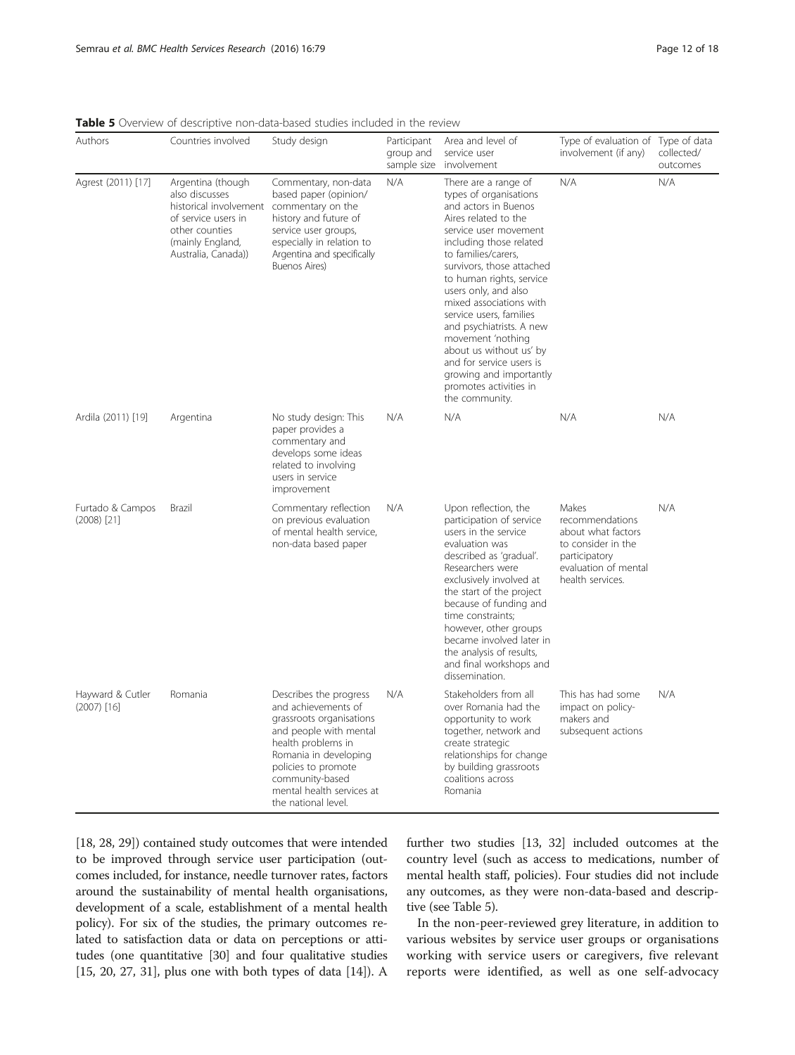**Table 5** Overview of descriptive non-data-based studies included in the review

| Authors | Countries involved | Study design | Participant group and sample size | Area and level of service user involvement | Type of evaluation of involvement (if any) | Type of data collected/ outcomes |
|---|---|---|---|---|---|---|
| Agrest (2011) [17] | Argentina (though also discusses historical involvement of service users in other counties (mainly England, Australia, Canada)) | Commentary, non-data based paper (opinion/ commentary on the history and future of service user groups, especially in relation to Argentina and specifically Buenos Aires) | N/A | There are a range of types of organisations and actors in Buenos Aires related to the service user movement including those related to families/carers, survivors, those attached to human rights, service users only, and also mixed associations with service users, families and psychiatrists. A new movement 'nothing about us without us' by and for service users is growing and importantly promotes activities in the community. | N/A | N/A |
| Ardila (2011) [19] | Argentina | No study design: This paper provides a commentary and develops some ideas related to involving users in service improvement | N/A | N/A | N/A | N/A |
| Furtado & Campos (2008) [21] | Brazil | Commentary reflection on previous evaluation of mental health service, non-data based paper | N/A | Upon reflection, the participation of service users in the service evaluation was described as 'gradual'. Researchers were exclusively involved at the start of the project because of funding and time constraints; however, other groups became involved later in the analysis of results, and final workshops and dissemination. | Makes recommendations about what factors to consider in the participatory evaluation of mental health services. | N/A |
| Hayward & Cutler (2007) [16] | Romania | Describes the progress and achievements of grassroots organisations and people with mental health problems in Romania in developing policies to promote community-based mental health services at the national level. | N/A | Stakeholders from all over Romania had the opportunity to work together, network and create strategic relationships for change by building grassroots coalitions across Romania | This has had some impact on policy-makers and subsequent actions | N/A |

[18, 28, 29]) contained study outcomes that were intended to be improved through service user participation (outcomes included, for instance, needle turnover rates, factors around the sustainability of mental health organisations, development of a scale, establishment of a mental health policy). For six of the studies, the primary outcomes related to satisfaction data or data on perceptions or attitudes (one quantitative [30] and four qualitative studies [15, 20, 27, 31], plus one with both types of data [14]). A further two studies [13, 32] included outcomes at the country level (such as access to medications, number of mental health staff, policies). Four studies did not include any outcomes, as they were non-data-based and descriptive (see Table 5).

In the non-peer-reviewed grey literature, in addition to various websites by service user groups or organisations working with service users or caregivers, five relevant reports were identified, as well as one self-advocacy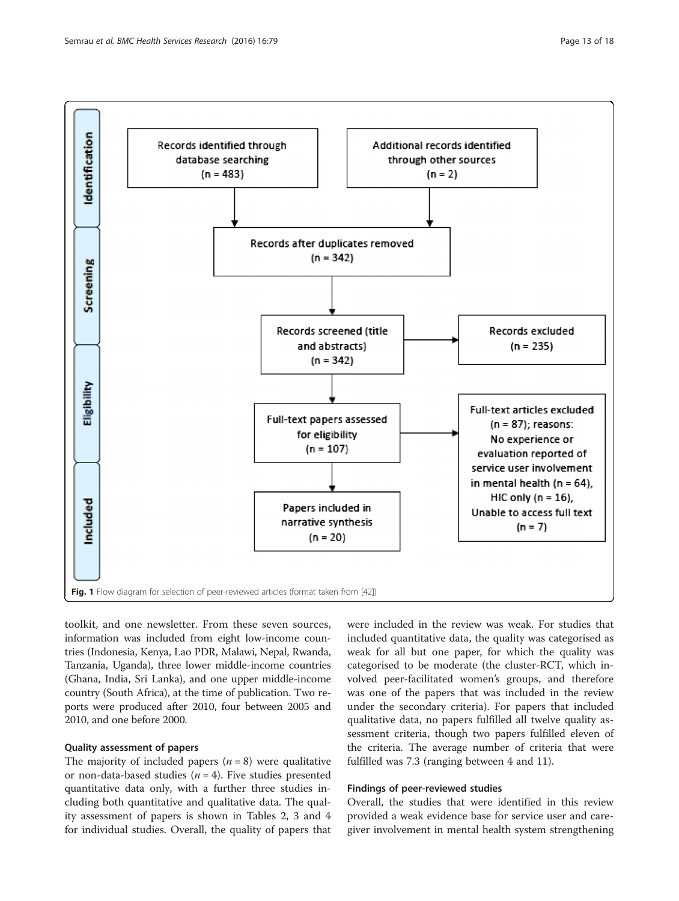Identification

Records identified through database searching (n = 483)

Additional records identified through other sources (n = 2)

Screening

Records after duplicates removed (n = 342)

Records screened (title and abstracts) (n = 342)

Records excluded (n = 235)

Eligibility

Full-text papers assessed for eligibility (n = 107)

Full-text articles excluded (n = 87); reasons: No experience or evaluation reported of service user involvement in mental health (n = 64), HIC only (n = 16), Unable to access full text (n = 7)

Included

Papers included in narrative synthesis (n = 20)

**Fig. 1** Flow diagram for selection of peer-reviewed articles (format taken from [42])

toolkit, and one newsletter. From these seven sources, information was included from eight low-income countries (Indonesia, Kenya, Lao PDR, Malawi, Nepal, Rwanda, Tanzania, Uganda), three lower middle-income countries (Ghana, India, Sri Lanka), and one upper middle-income country (South Africa), at the time of publication. Two reports were produced after 2010, four between 2005 and 2010, and one before 2000.

### Quality assessment of papers

The majority of included papers ($n = 8$) were qualitative or non-data-based studies ($n = 4$). Five studies presented quantitative data only, with a further three studies including both quantitative and qualitative data. The quality assessment of papers is shown in Tables 2, 3 and 4 for individual studies. Overall, the quality of papers that were included in the review was weak. For studies that included quantitative data, the quality was categorised as weak for all but one paper, for which the quality was categorised to be moderate (the cluster-RCT, which involved peer-facilitated women's groups, and therefore was one of the papers that was included in the review under the secondary criteria). For papers that included qualitative data, no papers fulfilled all twelve quality assessment criteria, though two papers fulfilled eleven of the criteria. The average number of criteria that were fulfilled was 7.3 (ranging between 4 and 11).

### Findings of peer-reviewed studies

Overall, the studies that were identified in this review provided a weak evidence base for service user and caregiver involvement in mental health system strengthening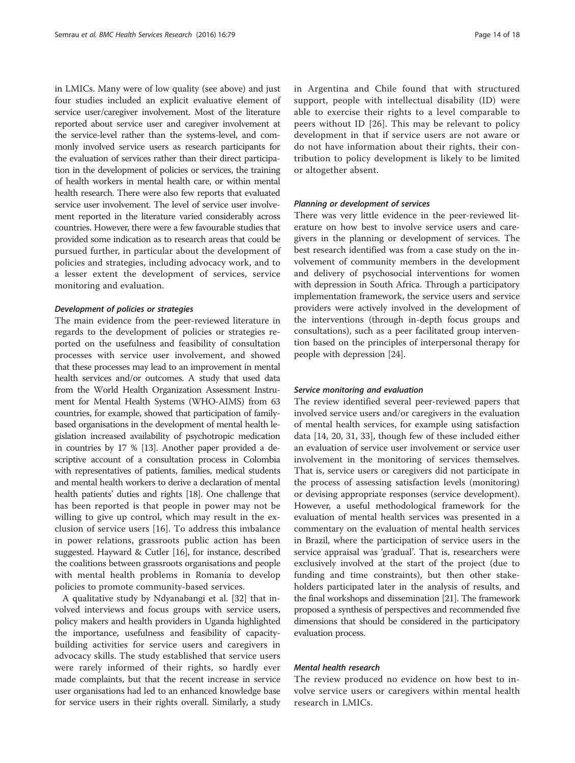in LMICs. Many were of low quality (see above) and just four studies included an explicit evaluative element of service user/caregiver involvement. Most of the literature reported about service user and caregiver involvement at the service-level rather than the systems-level, and commonly involved service users as research participants for the evaluation of services rather than their direct participation in the development of policies or services, the training of health workers in mental health care, or within mental health research. There were also few reports that evaluated service user involvement. The level of service user involvement reported in the literature varied considerably across countries. However, there were a few favourable studies that provided some indication as to research areas that could be pursued further, in particular about the development of policies and strategies, including advocacy work, and to a lesser extent the development of services, service monitoring and evaluation.

#### *Development of policies or strategies*

The main evidence from the peer-reviewed literature in regards to the development of policies or strategies reported on the usefulness and feasibility of consultation processes with service user involvement, and showed that these processes may lead to an improvement in mental health services and/or outcomes. A study that used data from the World Health Organization Assessment Instrument for Mental Health Systems (WHO-AIMS) from 63 countries, for example, showed that participation of family-based organisations in the development of mental health legislation increased availability of psychotropic medication in countries by 17 % [13]. Another paper provided a descriptive account of a consultation process in Colombia with representatives of patients, families, medical students and mental health workers to derive a declaration of mental health patients' duties and rights [18]. One challenge that has been reported is that people in power may not be willing to give up control, which may result in the exclusion of service users [16]. To address this imbalance in power relations, grassroots public action has been suggested. Hayward & Cutler [16], for instance, described the coalitions between grassroots organisations and people with mental health problems in Romania to develop policies to promote community-based services.

A qualitative study by Ndyanabangi et al. [32] that involved interviews and focus groups with service users, policy makers and health providers in Uganda highlighted the importance, usefulness and feasibility of capacity-building activities for service users and caregivers in advocacy skills. The study established that service users were rarely informed of their rights, so hardly ever made complaints, but that the recent increase in service user organisations had led to an enhanced knowledge base for service users in their rights overall. Similarly, a study in Argentina and Chile found that with structured support, people with intellectual disability (ID) were able to exercise their rights to a level comparable to peers without ID [26]. This may be relevant to policy development in that if service users are not aware or do not have information about their rights, their contribution to policy development is likely to be limited or altogether absent.

#### *Planning or development of services*

There was very little evidence in the peer-reviewed literature on how best to involve service users and caregivers in the planning or development of services. The best research identified was from a case study on the involvement of community members in the development and delivery of psychosocial interventions for women with depression in South Africa. Through a participatory implementation framework, the service users and service providers were actively involved in the development of the interventions (through in-depth focus groups and consultations), such as a peer facilitated group intervention based on the principles of interpersonal therapy for people with depression [24].

#### *Service monitoring and evaluation*

The review identified several peer-reviewed papers that involved service users and/or caregivers in the evaluation of mental health services, for example using satisfaction data [14, 20, 31, 33], though few of these included either an evaluation of service user involvement or service user involvement in the monitoring of services themselves. That is, service users or caregivers did not participate in the process of assessing satisfaction levels (monitoring) or devising appropriate responses (service development). However, a useful methodological framework for the evaluation of mental health services was presented in a commentary on the evaluation of mental health services in Brazil, where the participation of service users in the service appraisal was 'gradual'. That is, researchers were exclusively involved at the start of the project (due to funding and time constraints), but then other stakeholders participated later in the analysis of results, and the final workshops and dissemination [21]. The framework proposed a synthesis of perspectives and recommended five dimensions that should be considered in the participatory evaluation process.

#### *Mental health research*

The review produced no evidence on how best to involve service users or caregivers within mental health research in LMICs.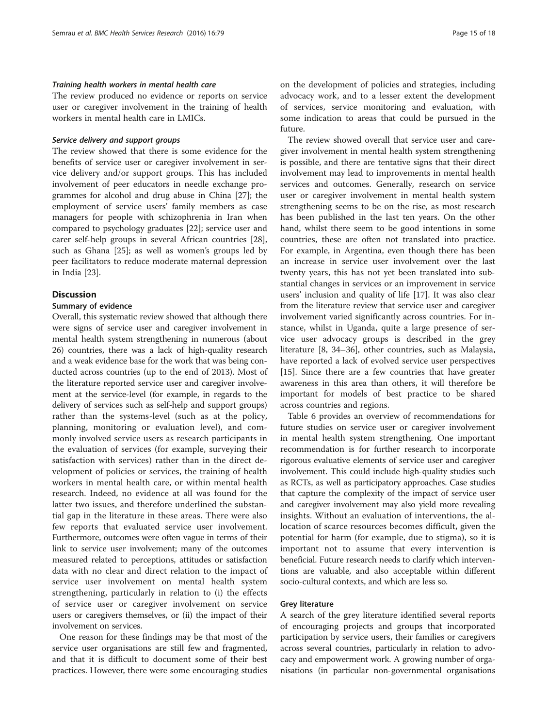#### *Training health workers in mental health care*

The review produced no evidence or reports on service user or caregiver involvement in the training of health workers in mental health care in LMICs.

#### *Service delivery and support groups*

The review showed that there is some evidence for the benefits of service user or caregiver involvement in service delivery and/or support groups. This has included involvement of peer educators in needle exchange programmes for alcohol and drug abuse in China [27]; the employment of service users' family members as case managers for people with schizophrenia in Iran when compared to psychology graduates [22]; service user and carer self-help groups in several African countries [28], such as Ghana [25]; as well as women's groups led by peer facilitators to reduce moderate maternal depression in India [23].

## Discussion

### Summary of evidence

Overall, this systematic review showed that although there were signs of service user and caregiver involvement in mental health system strengthening in numerous (about 26) countries, there was a lack of high-quality research and a weak evidence base for the work that was being conducted across countries (up to the end of 2013). Most of the literature reported service user and caregiver involvement at the service-level (for example, in regards to the delivery of services such as self-help and support groups) rather than the systems-level (such as at the policy, planning, monitoring or evaluation level), and commonly involved service users as research participants in the evaluation of services (for example, surveying their satisfaction with services) rather than in the direct development of policies or services, the training of health workers in mental health care, or within mental health research. Indeed, no evidence at all was found for the latter two issues, and therefore underlined the substantial gap in the literature in these areas. There were also few reports that evaluated service user involvement. Furthermore, outcomes were often vague in terms of their link to service user involvement; many of the outcomes measured related to perceptions, attitudes or satisfaction data with no clear and direct relation to the impact of service user involvement on mental health system strengthening, particularly in relation to (i) the effects of service user or caregiver involvement on service users or caregivers themselves, or (ii) the impact of their involvement on services.

One reason for these findings may be that most of the service user organisations are still few and fragmented, and that it is difficult to document some of their best practices. However, there were some encouraging studies on the development of policies and strategies, including advocacy work, and to a lesser extent the development of services, service monitoring and evaluation, with some indication to areas that could be pursued in the future.

The review showed overall that service user and caregiver involvement in mental health system strengthening is possible, and there are tentative signs that their direct involvement may lead to improvements in mental health services and outcomes. Generally, research on service user or caregiver involvement in mental health system strengthening seems to be on the rise, as most research has been published in the last ten years. On the other hand, whilst there seem to be good intentions in some countries, these are often not translated into practice. For example, in Argentina, even though there has been an increase in service user involvement over the last twenty years, this has not yet been translated into substantial changes in services or an improvement in service users' inclusion and quality of life [17]. It was also clear from the literature review that service user and caregiver involvement varied significantly across countries. For instance, whilst in Uganda, quite a large presence of service user advocacy groups is described in the grey literature [8, 34–36], other countries, such as Malaysia, have reported a lack of evolved service user perspectives [15]. Since there are a few countries that have greater awareness in this area than others, it will therefore be important for models of best practice to be shared across countries and regions.

Table 6 provides an overview of recommendations for future studies on service user or caregiver involvement in mental health system strengthening. One important recommendation is for further research to incorporate rigorous evaluative elements of service user and caregiver involvement. This could include high-quality studies such as RCTs, as well as participatory approaches. Case studies that capture the complexity of the impact of service user and caregiver involvement may also yield more revealing insights. Without an evaluation of interventions, the allocation of scarce resources becomes difficult, given the potential for harm (for example, due to stigma), so it is important not to assume that every intervention is beneficial. Future research needs to clarify which interventions are valuable, and also acceptable within different socio-cultural contexts, and which are less so.

### Grey literature

A search of the grey literature identified several reports of encouraging projects and groups that incorporated participation by service users, their families or caregivers across several countries, particularly in relation to advocacy and empowerment work. A growing number of organisations (in particular non-governmental organisations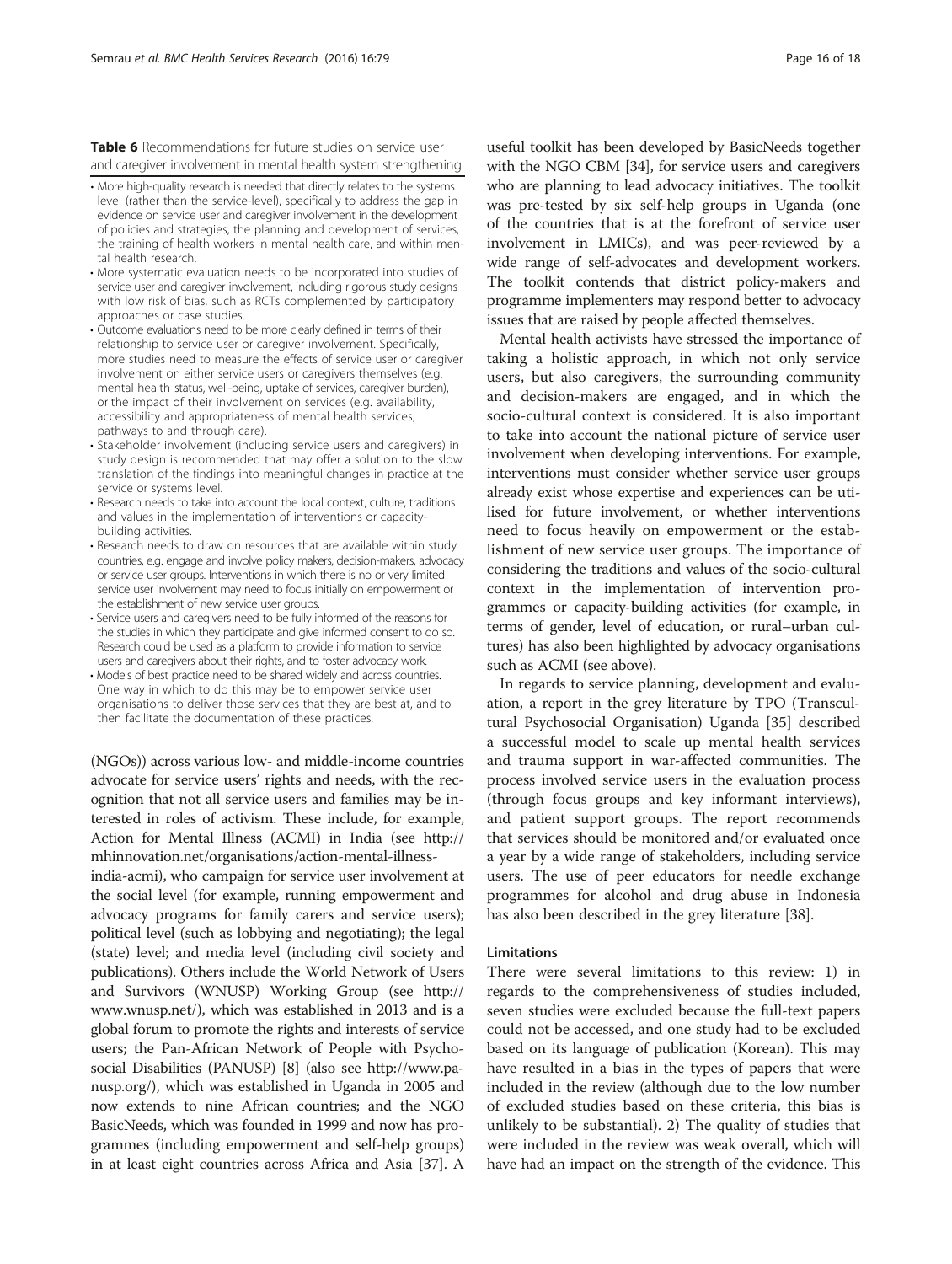**Table 6** Recommendations for future studies on service user and caregiver involvement in mental health system strengthening

- More high-quality research is needed that directly relates to the systems level (rather than the service-level), specifically to address the gap in evidence on service user and caregiver involvement in the development of policies and strategies, the planning and development of services, the training of health workers in mental health care, and within mental health research.
- More systematic evaluation needs to be incorporated into studies of service user and caregiver involvement, including rigorous study designs with low risk of bias, such as RCTs complemented by participatory approaches or case studies.
- Outcome evaluations need to be more clearly defined in terms of their relationship to service user or caregiver involvement. Specifically, more studies need to measure the effects of service user or caregiver involvement on either service users or caregivers themselves (e.g. mental health status, well-being, uptake of services, caregiver burden), or the impact of their involvement on services (e.g. availability, accessibility and appropriateness of mental health services, pathways to and through care).
- Stakeholder involvement (including service users and caregivers) in study design is recommended that may offer a solution to the slow translation of the findings into meaningful changes in practice at the service or systems level.
- Research needs to take into account the local context, culture, traditions and values in the implementation of interventions or capacity-building activities.
- Research needs to draw on resources that are available within study countries, e.g. engage and involve policy makers, decision-makers, advocacy or service user groups. Interventions in which there is no or very limited service user involvement may need to focus initially on empowerment or the establishment of new service user groups.
- Service users and caregivers need to be fully informed of the reasons for the studies in which they participate and give informed consent to do so. Research could be used as a platform to provide information to service users and caregivers about their rights, and to foster advocacy work.
- Models of best practice need to be shared widely and across countries. One way in which to do this may be to empower service user organisations to deliver those services that they are best at, and to then facilitate the documentation of these practices.

(NGOs)) across various low- and middle-income countries advocate for service users' rights and needs, with the recognition that not all service users and families may be interested in roles of activism. These include, for example, Action for Mental Illness (ACMI) in India (see http://mhinnovation.net/organisations/action-mental-illness-india-acmi), who campaign for service user involvement at the social level (for example, running empowerment and advocacy programs for family carers and service users); political level (such as lobbying and negotiating); the legal (state) level; and media level (including civil society and publications). Others include the World Network of Users and Survivors (WNUSP) Working Group (see http://www.wnusp.net/), which was established in 2013 and is a global forum to promote the rights and interests of service users; the Pan-African Network of People with Psychosocial Disabilities (PANUSP) [8] (also see http://www.panusp.org/), which was established in Uganda in 2005 and now extends to nine African countries; and the NGO BasicNeeds, which was founded in 1999 and now has programmes (including empowerment and self-help groups) in at least eight countries across Africa and Asia [37]. A useful toolkit has been developed by BasicNeeds together with the NGO CBM [34], for service users and caregivers who are planning to lead advocacy initiatives. The toolkit was pre-tested by six self-help groups in Uganda (one of the countries that is at the forefront of service user involvement in LMICs), and was peer-reviewed by a wide range of self-advocates and development workers. The toolkit contends that district policy-makers and programme implementers may respond better to advocacy issues that are raised by people affected themselves.

Mental health activists have stressed the importance of taking a holistic approach, in which not only service users, but also caregivers, the surrounding community and decision-makers are engaged, and in which the socio-cultural context is considered. It is also important to take into account the national picture of service user involvement when developing interventions. For example, interventions must consider whether service user groups already exist whose expertise and experiences can be utilised for future involvement, or whether interventions need to focus heavily on empowerment or the establishment of new service user groups. The importance of considering the traditions and values of the socio-cultural context in the implementation of intervention programmes or capacity-building activities (for example, in terms of gender, level of education, or rural–urban cultures) has also been highlighted by advocacy organisations such as ACMI (see above).

In regards to service planning, development and evaluation, a report in the grey literature by TPO (Transcultural Psychosocial Organisation) Uganda [35] described a successful model to scale up mental health services and trauma support in war-affected communities. The process involved service users in the evaluation process (through focus groups and key informant interviews), and patient support groups. The report recommends that services should be monitored and/or evaluated once a year by a wide range of stakeholders, including service users. The use of peer educators for needle exchange programmes for alcohol and drug abuse in Indonesia has also been described in the grey literature [38].

### Limitations

There were several limitations to this review: 1) in regards to the comprehensiveness of studies included, seven studies were excluded because the full-text papers could not be accessed, and one study had to be excluded based on its language of publication (Korean). This may have resulted in a bias in the types of papers that were included in the review (although due to the low number of excluded studies based on these criteria, this bias is unlikely to be substantial). 2) The quality of studies that were included in the review was weak overall, which will have had an impact on the strength of the evidence. This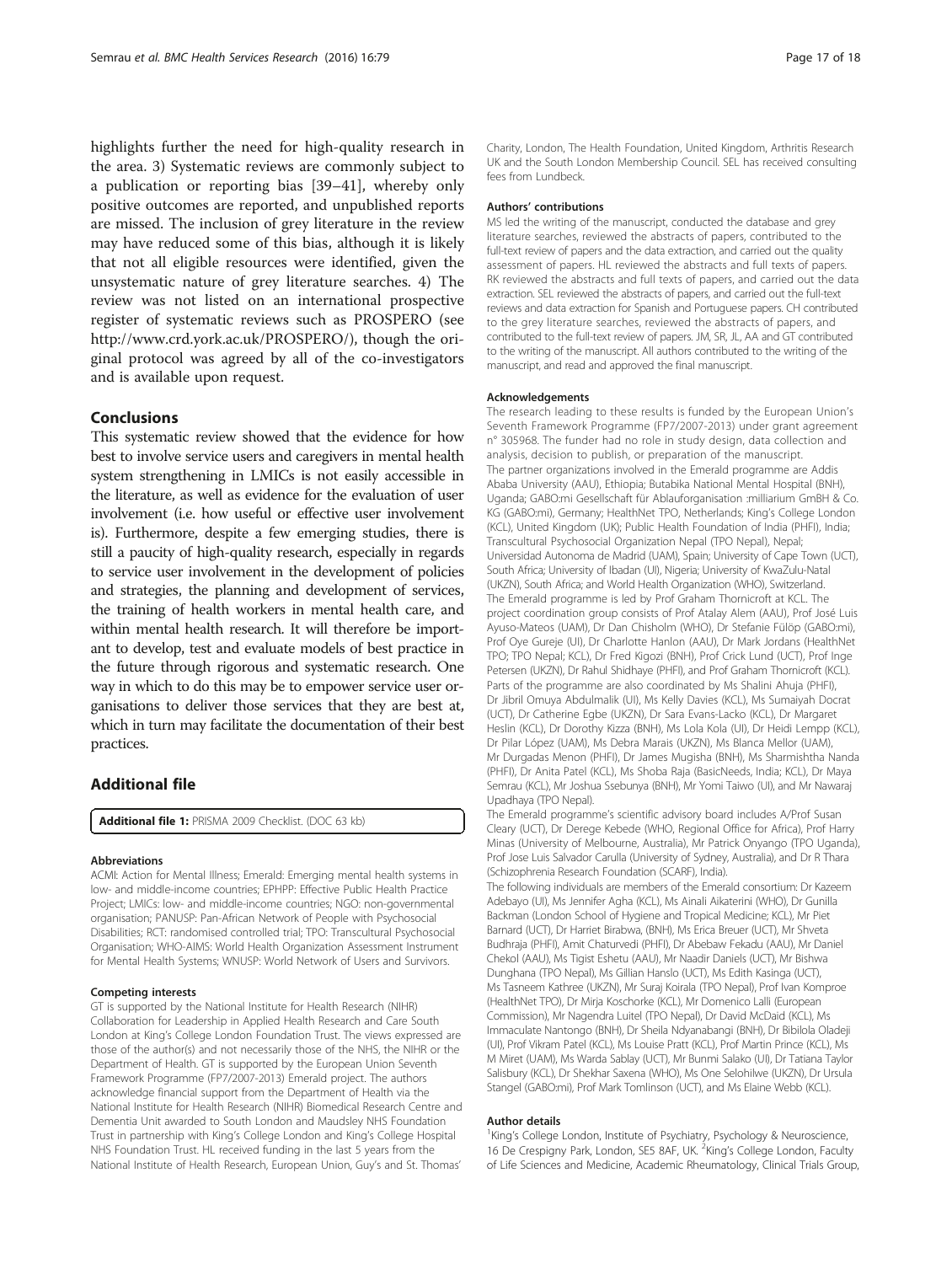highlights further the need for high-quality research in the area. 3) Systematic reviews are commonly subject to a publication or reporting bias [39–41], whereby only positive outcomes are reported, and unpublished reports are missed. The inclusion of grey literature in the review may have reduced some of this bias, although it is likely that not all eligible resources were identified, given the unsystematic nature of grey literature searches. 4) The review was not listed on an international prospective register of systematic reviews such as PROSPERO (see http://www.crd.york.ac.uk/PROSPERO/), though the original protocol was agreed by all of the co-investigators and is available upon request.

## Conclusions

This systematic review showed that the evidence for how best to involve service users and caregivers in mental health system strengthening in LMICs is not easily accessible in the literature, as well as evidence for the evaluation of user involvement (i.e. how useful or effective user involvement is). Furthermore, despite a few emerging studies, there is still a paucity of high-quality research, especially in regards to service user involvement in the development of policies and strategies, the planning and development of services, the training of health workers in mental health care, and within mental health research. It will therefore be important to develop, test and evaluate models of best practice in the future through rigorous and systematic research. One way in which to do this may be to empower service user organisations to deliver those services that they are best at, which in turn may facilitate the documentation of their best practices.

## Additional file

**Additional file 1:** PRISMA 2009 Checklist. (DOC 63 kb)

#### Abbreviations

ACMI: Action for Mental Illness; Emerald: Emerging mental health systems in low- and middle-income countries; EPHPP: Effective Public Health Practice Project; LMICs: low- and middle-income countries; NGO: non-governmental organisation; PANUSP: Pan-African Network of People with Psychosocial Disabilities; RCT: randomised controlled trial; TPO: Transcultural Psychosocial Organisation; WHO-AIMS: World Health Organization Assessment Instrument for Mental Health Systems; WNUSP: World Network of Users and Survivors.

#### Competing interests

GT is supported by the National Institute for Health Research (NIHR) Collaboration for Leadership in Applied Health Research and Care South London at King's College London Foundation Trust. The views expressed are those of the author(s) and not necessarily those of the NHS, the NIHR or the Department of Health. GT is supported by the European Union Seventh Framework Programme (FP7/2007-2013) Emerald project. The authors acknowledge financial support from the Department of Health via the National Institute for Health Research (NIHR) Biomedical Research Centre and Dementia Unit awarded to South London and Maudsley NHS Foundation Trust in partnership with King's College London and King's College Hospital NHS Foundation Trust. HL received funding in the last 5 years from the National Institute of Health Research, European Union, Guy's and St. Thomas' Charity, London, The Health Foundation, United Kingdom, Arthritis Research UK and the South London Membership Council. SEL has received consulting fees from Lundbeck.

#### Authors' contributions

MS led the writing of the manuscript, conducted the database and grey literature searches, reviewed the abstracts of papers, contributed to the full-text review of papers and the data extraction, and carried out the quality assessment of papers. HL reviewed the abstracts and full texts of papers. RK reviewed the abstracts and full texts of papers, and carried out the data extraction. SEL reviewed the abstracts of papers, and carried out the full-text reviews and data extraction for Spanish and Portuguese papers. CH contributed to the grey literature searches, reviewed the abstracts of papers, and contributed to the full-text review of papers. JM, SR, JL, AA and GT contributed to the writing of the manuscript. All authors contributed to the writing of the manuscript, and read and approved the final manuscript.

#### Acknowledgements

The research leading to these results is funded by the European Union's Seventh Framework Programme (FP7/2007-2013) under grant agreement n° 305968. The funder had no role in study design, data collection and analysis, decision to publish, or preparation of the manuscript.

The partner organizations involved in the Emerald programme are Addis Ababa University (AAU), Ethiopia; Butabika National Mental Hospital (BNH), Uganda; GABO:mi Gesellschaft für Ablauforganisation :milliarium GmBH & Co. KG (GABO:mi), Germany; HealthNet TPO, Netherlands; King's College London (KCL), United Kingdom (UK); Public Health Foundation of India (PHFI), India; Transcultural Psychosocial Organization Nepal (TPO Nepal), Nepal; Universidad Autonoma de Madrid (UAM), Spain; University of Cape Town (UCT), South Africa; University of Ibadan (UI), Nigeria; University of KwaZulu-Natal (UKZN), South Africa; and World Health Organization (WHO), Switzerland.

The Emerald programme is led by Prof Graham Thornicroft at KCL. The project coordination group consists of Prof Atalay Alem (AAU), Prof José Luis Ayuso-Mateos (UAM), Dr Dan Chisholm (WHO), Dr Stefanie Fülöp (GABO:mi), Prof Oye Gureje (UI), Dr Charlotte Hanlon (AAU), Dr Mark Jordans (HealthNet TPO; TPO Nepal; KCL), Dr Fred Kigozi (BNH), Prof Crick Lund (UCT), Prof Inge Petersen (UKZN), Dr Rahul Shidhaye (PHFI), and Prof Graham Thornicroft (KCL). Parts of the programme are also coordinated by Ms Shalini Ahuja (PHFI), Dr Jibril Omuya Abdulmalik (UI), Ms Kelly Davies (KCL), Ms Sumaiyah Docrat (UCT), Dr Catherine Egbe (UKZN), Dr Sara Evans-Lacko (KCL), Dr Margaret Heslin (KCL), Dr Dorothy Kizza (BNH), Ms Lola Kola (UI), Dr Heidi Lempp (KCL), Dr Pilar López (UAM), Ms Debra Marais (UKZN), Ms Blanca Mellor (UAM), Mr Durgadas Menon (PHFI), Dr James Mugisha (BNH), Ms Sharmishtha Nanda (PHFI), Dr Anita Patel (KCL), Ms Shoba Raja (BasicNeeds, India; KCL), Dr Maya Semrau (KCL), Mr Joshua Ssebunya (BNH), Mr Yomi Taiwo (UI), and Mr Nawaraj Upadhaya (TPO Nepal).

The Emerald programme's scientific advisory board includes A/Prof Susan Cleary (UCT), Dr Derege Kebede (WHO, Regional Office for Africa), Prof Harry Minas (University of Melbourne, Australia), Mr Patrick Onyango (TPO Uganda), Prof Jose Luis Salvador Carulla (University of Sydney, Australia), and Dr R Thara (Schizophrenia Research Foundation (SCARF), India).

The following individuals are members of the Emerald consortium: Dr Kazeem Adebayo (UI), Ms Jennifer Agha (KCL), Ms Ainali Aikaterini (WHO), Dr Gunilla Backman (London School of Hygiene and Tropical Medicine; KCL), Mr Piet Barnard (UCT), Dr Harriet Birabwa, (BNH), Ms Erica Breuer (UCT), Mr Shveta Budhraja (PHFI), Amit Chaturvedi (PHFI), Dr Abebaw Fekadu (AAU), Mr Daniel Chekol (AAU), Ms Tigist Eshetu (AAU), Mr Naadir Daniels (UCT), Mr Bishwa Dunghana (TPO Nepal), Ms Gillian Hanslo (UCT), Ms Edith Kasinga (UCT), Ms Tasneem Kathree (UKZN), Mr Suraj Koirala (TPO Nepal), Prof Ivan Komproe (HealthNet TPO), Dr Mirja Koschorke (KCL), Mr Domenico Lalli (European Commission), Mr Nagendra Luitel (TPO Nepal), Dr David McDaid (KCL), Ms Immaculate Nantongo (BNH), Dr Sheila Ndyanabangi (BNH), Dr Bibilola Oladeji (UI), Prof Vikram Patel (KCL), Ms Louise Pratt (KCL), Prof Martin Prince (KCL), Ms M Miret (UAM), Ms Warda Sablay (UCT), Mr Bunmi Salako (UI), Dr Tatiana Taylor Salisbury (KCL), Dr Shekhar Saxena (WHO), Ms One Selohilwe (UKZN), Dr Ursula Stangel (GABO:mi), Prof Mark Tomlinson (UCT), and Ms Elaine Webb (KCL).

#### Author details

[1]King's College London, Institute of Psychiatry, Psychology & Neuroscience, 16 De Crespigny Park, London, SE5 8AF, UK. [2]King's College London, Faculty of Life Sciences and Medicine, Academic Rheumatology, Clinical Trials Group,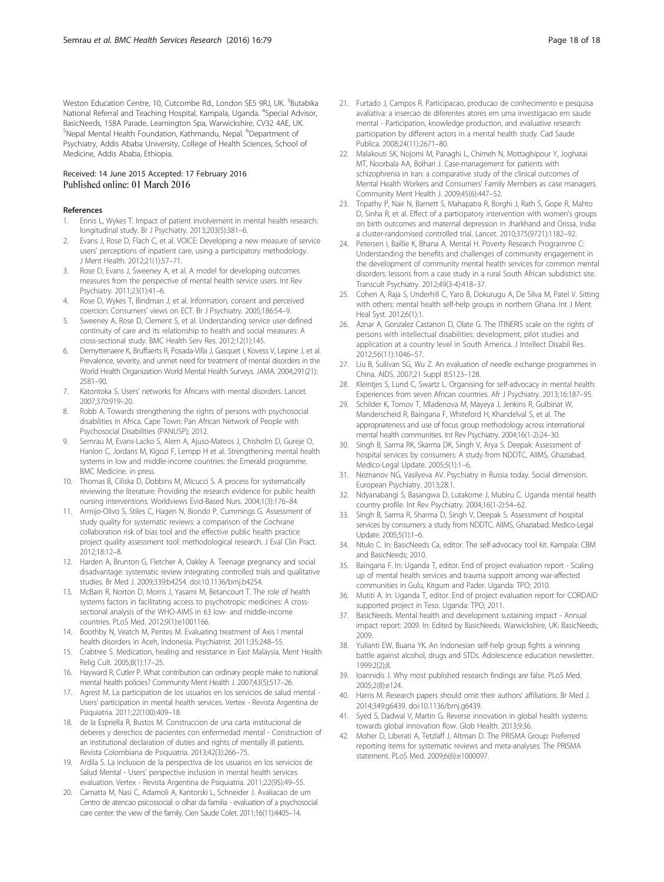Weston Education Centre, 10, Cutcombe Rd., London SE5 9RJ, UK. [3]Butabika National Referral and Teaching Hospital, Kampala, Uganda. [4]Special Advisor, BasicNeeds, 158A Parade, Leamington Spa, Warwickshire, CV32 4AE, UK. [5]Nepal Mental Health Foundation, Kathmandu, Nepal. [6]Department of Psychiatry, Addis Ababa University, College of Health Sciences, School of Medicine, Addis Ababa, Ethiopia.

Received: 14 June 2015 Accepted: 17 February 2016
Published online: 01 March 2016

## References

1. Ennis L, Wykes T. Impact of patient involvement in mental health research: longitudinal study. Br J Psychiatry. 2013;203(5):381–6.
2. Evans J, Rose D, Flach C, et al. VOICE: Developing a new measure of service users' perceptions of inpatient care, using a participatory methodology. J Ment Health. 2012;21(1):57–71.
3. Rose D, Evans J, Sweeney A, et al. A model for developing outcomes measures from the perspective of mental health service users. Int Rev Psychiatry. 2011;23(1):41–6.
4. Rose D, Wykes T, Bindman J, et al. Information, consent and perceived coercion: Consumers' views on ECT. Br J Psychiatry. 2005;186:54–9.
5. Sweeney A, Rose D, Clement S, et al. Understanding service user-defined continuity of care and its relationship to health and social measures: A cross-sectional study. BMC Health Serv Res. 2012;12(1):145.
6. Demyttenaere K, Bruffaerts R, Posada-Villa J, Gasquet I, Kovess V, Lepine J, et al. Prevalence, severity, and unmet need for treatment of mental disorders in the World Health Organization World Mental Health Surveys. JAMA. 2004;291(21): 2581–90.
7. Katontoka S. Users' networks for Africans with mental disorders. Lancet. 2007;370:919–20.
8. Robb A. Towards strengthening the rights of persons with psychosocial disabilities in Africa. Cape Town: Pan African Network of People with Psychosocial Disabilities (PANUSP); 2012.
9. Semrau M, Evans-Lacko S, Alem A, Ajuso-Mateos J, Chisholm D, Gureje O, Hanlon C, Jordans M, Kigozi F, Lempp H et al. Strengthening mental health systems in low and middle-income countries: the Emerald programme. BMC Medicine. in press.
10. Thomas B, Ciliska D, Dobbins M, Micucci S. A process for systematically reviewing the literature: Providing the research evidence for public health nursing interventions. Worldviews Evid-Based Nurs. 2004;1(3):176–84.
11. Armijo-Olivo S, Stiles C, Hagen N, Biondo P, Cummings G. Assessment of study quality for systematic reviews: a comparison of the Cochrane collaboration risk of bias tool and the effective public health practice project quality assessment tool: methodological research. J Eval Clin Pract. 2012;18:12–8.
12. Harden A, Brunton G, Fletcher A, Oakley A. Teenage pregnancy and social disadvantage: systematic review integrating controlled trials and qualitative studies. Br Med J. 2009;339:b4254. doi:10.1136/bmj.b4254.
13. McBain R, Norton D, Morris J, Yasami M, Betancourt T. The role of health systems factors in facilitating access to psychotropic medicines: A cross-sectional analysis of the WHO-AIMS in 63 low- and middle-income countries. PLoS Med. 2012;9(1):e1001166.
14. Boothby N, Veatch M, Pentes M. Evaluating treatment of Axis I mental health disorders in Aceh, Indonesia. Psychiatrist. 2011;35:248–55.
15. Crabtree S. Medication, healing and resistance in East Malaysia. Ment Health Relig Cult. 2005;8(1):17–25.
16. Hayward R, Cutler P. What contribution can ordinary people make to national mental health policies? Community Ment Health J. 2007;43(5):517–26.
17. Agrest M. La participation de los usuarios en los servicios de salud mental - Users' participation in mental health services. Vertex - Revista Argentina de Psiquiatria. 2011;22(100):409–18.
18. de la Espriella R, Bustos M. Construccion de una carta institucional de deberes y derechos de pacientes con enfermedad mental - Construction of an institutional declaration of duties and rights of mentally ill patients. Revista Colombiana de Psiquiatria. 2013;42(3):266–75.
19. Ardila S. La inclusion de la perspectiva de los usuarios en los servicios de Salud Mental - Users' perspective inclusion in mental health services evaluation. Vertex - Revista Argentina de Psiquiatria. 2011;22(95):49–55.
20. Camatta M, Nasi C, Adamoli A, Kantorski L, Schneider J. Avaliacao de um Centro de atencao psicossocial: o olhar da familia - evaluation of a psychosocial care center: the view of the family. Cien Saude Colet. 2011;16(11):4405–14.
21. Furtado J, Campos R. Participacao, producao de conhecimento e pesquisa avaliativa: a insercao de diferentes atores em uma investigacao em saude mental - Participation, knowledge production, and evaluative research: participation by different actors in a mental health study. Cad Saude Publica. 2008;24(11):2671–80.
22. Malakouti SK, Nojomi M, Panaghi L, Chimeh N, Mottaghipour Y, Joghatai MT, Noorbala AA, Bolhari J. Case-management for patients with schizophrenia in Iran: a comparative study of the clinical outcomes of Mental Health Workers and Consumers' Family Members as case managers. Community Ment Health J. 2009;45(6):447–52.
23. Tripathy P, Nair N, Barnett S, Mahapatra R, Borghi J, Rath S, Gope R, Mahto D, Sinha R, et al. Effect of a participatory intervention with women's groups on birth outcomes and maternal depression in Jharkhand and Orissa, India: a cluster-randomised controlled trial. Lancet. 2010;375(9721):1182–92.
24. Petersen I, Baillie K, Bhana A, Mental H. Poverty Research Programme C: Understanding the benefits and challenges of community engagement in the development of community mental health services for common mental disorders: lessons from a case study in a rural South African subdistrict site. Transcult Psychiatry. 2012;49(3-4):418–37.
25. Cohen A, Raja S, Underhill C, Yaro B, Dokurugu A, De Silva M, Patel V. Sitting with others: mental health self-help groups in northern Ghana. Int J Ment Heal Syst. 2012;6(1):1.
26. Aznar A, Gonzalez Castanon D, Olate G. The ITINERIS scale on the rights of persons with intellectual disabilities: development, pilot studies and application at a country level in South America. J Intellect Disabil Res. 2012;56(11):1046–57.
27. Liu B, Sullivan SG, Wu Z. An evaluation of needle exchange programmes in China. AIDS. 2007;21 Suppl 8:S123–128.
28. Kleintjes S, Lund C, Swartz L. Organising for self-advocacy in mental health: Experiences from seven African countries. Afr J Psychiatry. 2013;16:187–95.
29. Schilder K, Tomov T, Mladenova M, Mayeya J, Jenkins R, Gulbinat W, Manderscheid R, Baingana F, Whiteford H, Khandelval S, et al. The appropriateness and use of focus group methodology across international mental health communities. Int Rev Psychiatry. 2004;16(1-2):24–30.
30. Singh B, Sarma RK, Skarma DK, Singh V, Arya S. Deepak: Assessment of hospital services by consumers: A study from NDDTC, AIIMS, Ghaziabad. Medico-Legal Update. 2005;5(1):1–6.
31. Neznanov NG, Vasilyeva AV. Psychiatry in Russia today. Social dimension. European Psychiatry. 2013;28:1.
32. Ndyanabangi S, Basangwa D, Lutakome J, Mubiru C. Uganda mental health country profile. Int Rev Psychiatry. 2004;16(1-2):54–62.
33. Singh B, Sarma R, Sharma D, Singh V, Deepak S. Assessment of hospital services by consumers: a study from NDDTC, AIIMS, Ghaziabad. Medico-Legal Update. 2005;5(1):1–6.
34. Ntulo C. In: BasicNeeds Ca, editor. The self-advocacy tool kit. Kampala: CBM and BasicNeeds; 2010.
35. Baingana F. In: Uganda T, editor. End of project evaluation report - Scaling up of mental health services and trauma support among war-affected communities in Gulu, Kitgum and Pader. Uganda: TPO; 2010.
36. Mutiti A. In: Uganda T, editor. End of project evaluation report for CORDAID supported project in Teso. Uganda: TPO; 2011.
37. BasicNeeds. Mental health and development sustaining impact - Annual impact report: 2009. In: Edited by BasicNeeds. Warwickshire, UK: BasicNeeds; 2009.
38. Yulianti EW, Buana YK. An Indonesian self-help group fights a winning battle against alcohol, drugs and STDs. Adolescence education newsletter. 1999:2(2);8.
39. Ioannidis J. Why most published research findings are false. PLoS Med. 2005;2(8):e124.
40. Harris M. Research papers should omit their authors' affiliations. Br Med J. 2014;349:g6439. doi:10.1136/bmj.g6439.
41. Syed S, Dadwal V, Martin G. Reverse innovation in global health systems: towards global innovation flow. Glob Health. 2013;9:36.
42. Moher D, Liberati A, Tetzlaff J, Altman D. The PRISMA Group: Preferred reporting items for systematic reviews and meta-analyses: The PRISMA statement. PLoS Med. 2009;6(6):e1000097.